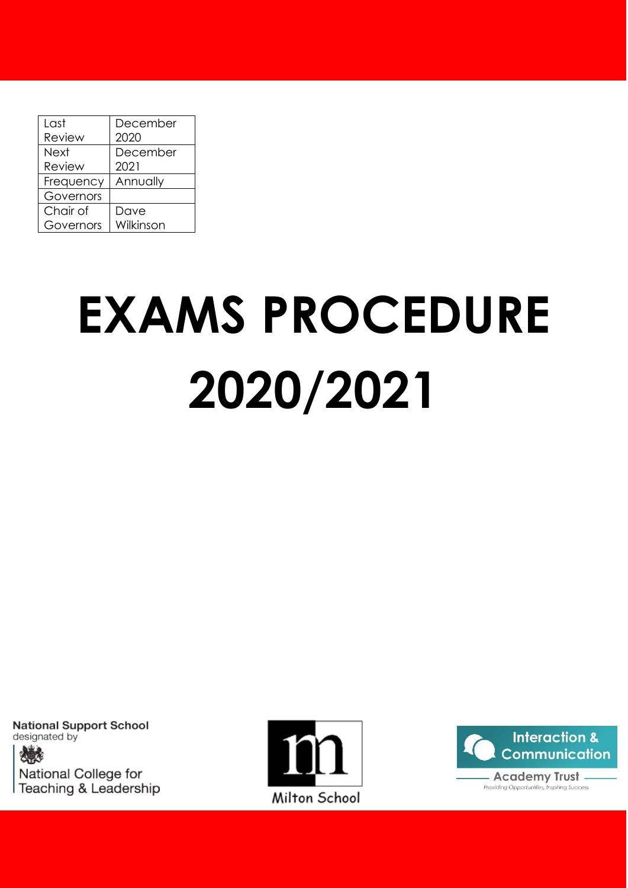| Last Review | December 2020 |
| --- | --- |
| Next Review | December 2021 |
| Frequency | Annually |
| Governors | |
| Chair of Governors | Dave Wilkinson |

# EXAMS PROCEDURE 2020/2021

**National Support School**
designated by

National College for Teaching & Leadership

Milton School

Interaction & Communication Academy Trust
*Providing Opportunities, Inspiring Success*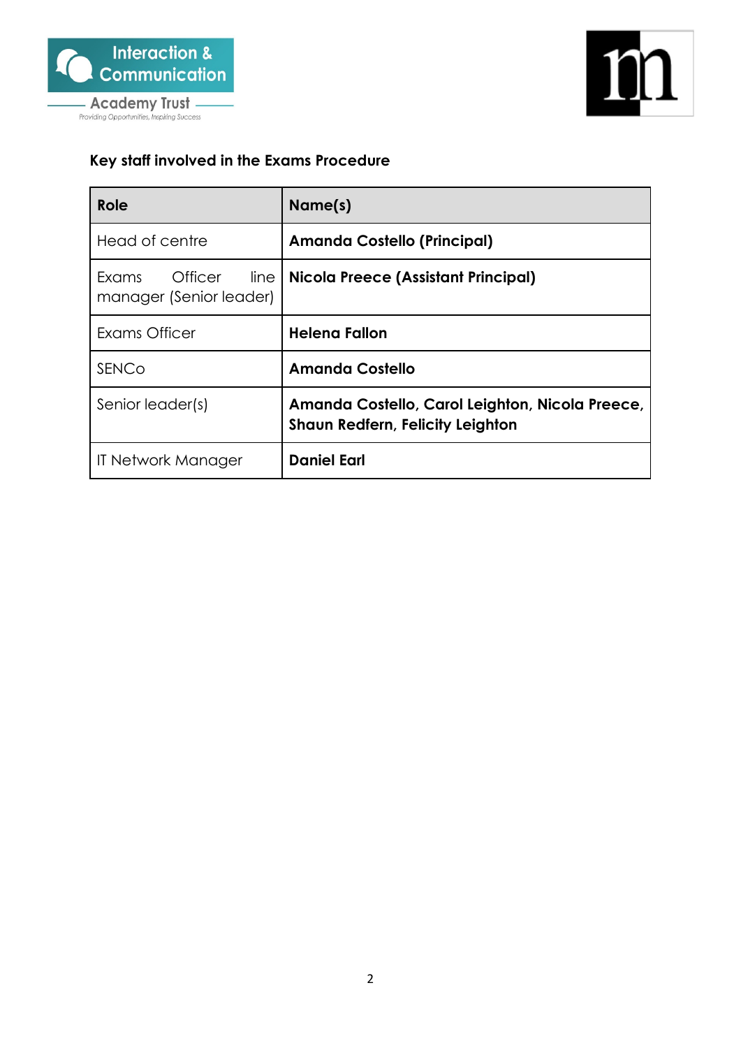**Key staff involved in the Exams Procedure**

| **Role** | **Name(s)** |
|---|---|
| Head of centre | **Amanda Costello (Principal)** |
| Exams Officer line manager (Senior leader) | **Nicola Preece (Assistant Principal)** |
| Exams Officer | **Helena Fallon** |
| SENCo | **Amanda Costello** |
| Senior leader(s) | **Amanda Costello, Carol Leighton, Nicola Preece, Shaun Redfern, Felicity Leighton** |
| IT Network Manager | **Daniel Earl** |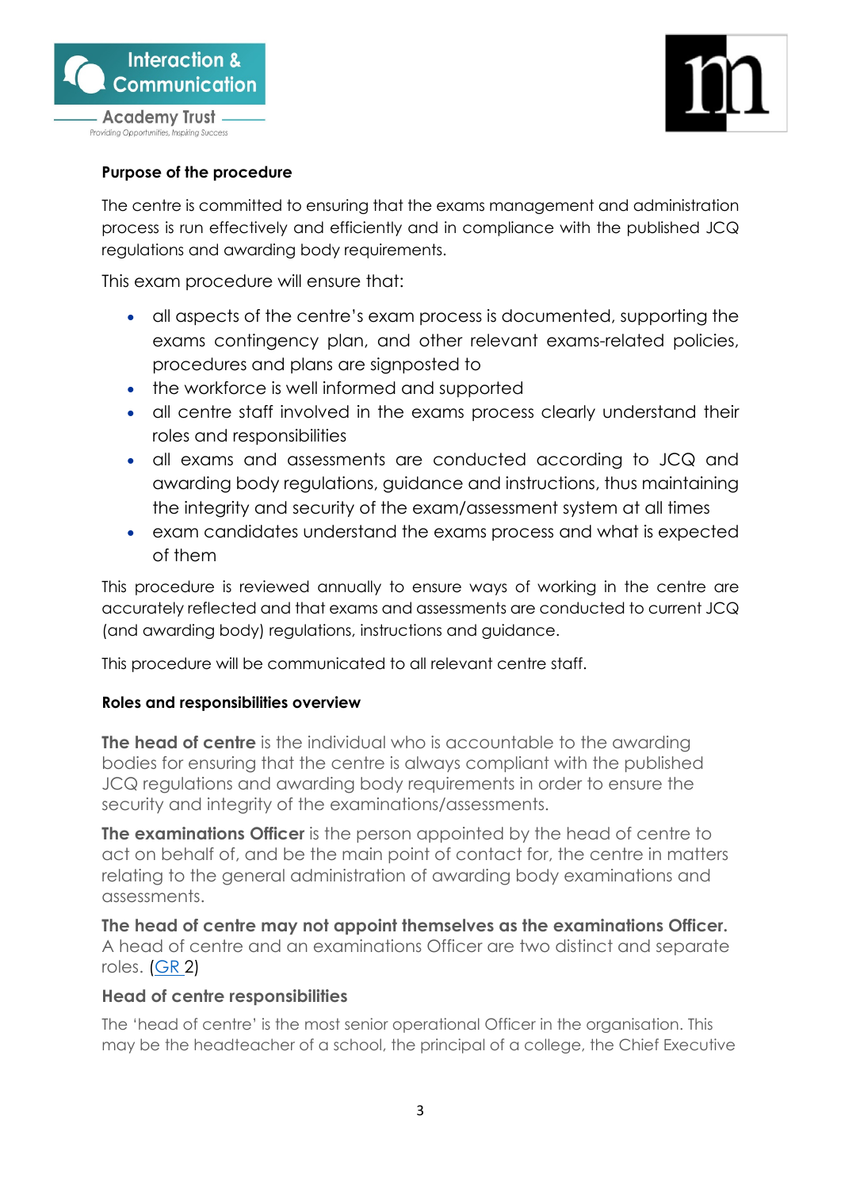**Purpose of the procedure**

The centre is committed to ensuring that the exams management and administration process is run effectively and efficiently and in compliance with the published JCQ regulations and awarding body requirements.

This exam procedure will ensure that:

- all aspects of the centre's exam process is documented, supporting the exams contingency plan, and other relevant exams-related policies, procedures and plans are signposted to
- the workforce is well informed and supported
- all centre staff involved in the exams process clearly understand their roles and responsibilities
- all exams and assessments are conducted according to JCQ and awarding body regulations, guidance and instructions, thus maintaining the integrity and security of the exam/assessment system at all times
- exam candidates understand the exams process and what is expected of them

This procedure is reviewed annually to ensure ways of working in the centre are accurately reflected and that exams and assessments are conducted to current JCQ (and awarding body) regulations, instructions and guidance.

This procedure will be communicated to all relevant centre staff.

**Roles and responsibilities overview**

**The head of centre** is the individual who is accountable to the awarding bodies for ensuring that the centre is always compliant with the published JCQ regulations and awarding body requirements in order to ensure the security and integrity of the examinations/assessments.

**The examinations Officer** is the person appointed by the head of centre to act on behalf of, and be the main point of contact for, the centre in matters relating to the general administration of awarding body examinations and assessments.

**The head of centre may not appoint themselves as the examinations Officer.** A head of centre and an examinations Officer are two distinct and separate roles. (GR 2)

**Head of centre responsibilities**

The 'head of centre' is the most senior operational Officer in the organisation. This may be the headteacher of a school, the principal of a college, the Chief Executive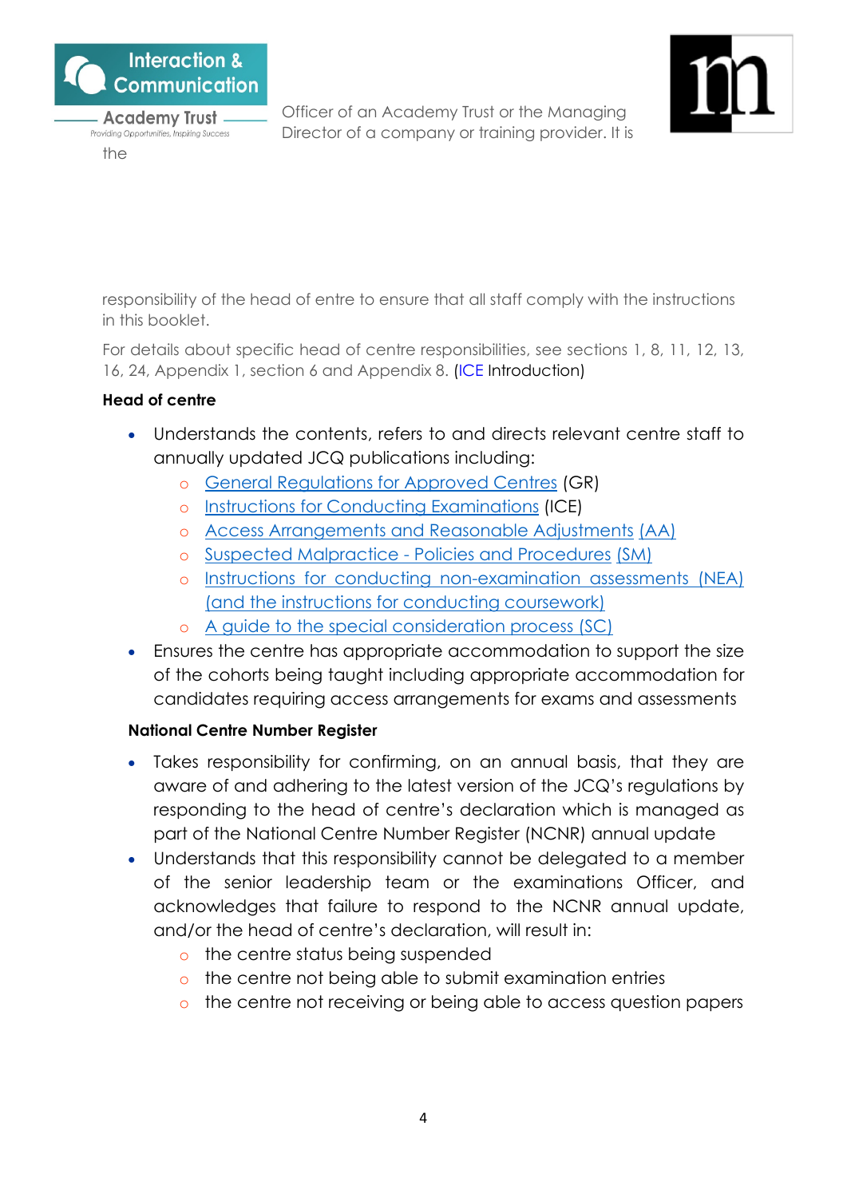Officer of an Academy Trust or the Managing Director of a company or training provider. It is the

responsibility of the head of entre to ensure that all staff comply with the instructions in this booklet.

For details about specific head of centre responsibilities, see sections 1, 8, 11, 12, 13, 16, 24, Appendix 1, section 6 and Appendix 8. (ICE Introduction)

**Head of centre**

- Understands the contents, refers to and directs relevant centre staff to annually updated JCQ publications including:
  - General Regulations for Approved Centres (GR)
  - Instructions for Conducting Examinations (ICE)
  - Access Arrangements and Reasonable Adjustments (AA)
  - Suspected Malpractice - Policies and Procedures (SM)
  - Instructions for conducting non-examination assessments (NEA) (and the instructions for conducting coursework)
  - A guide to the special consideration process (SC)
- Ensures the centre has appropriate accommodation to support the size of the cohorts being taught including appropriate accommodation for candidates requiring access arrangements for exams and assessments

**National Centre Number Register**

- Takes responsibility for confirming, on an annual basis, that they are aware of and adhering to the latest version of the JCQ's regulations by responding to the head of centre's declaration which is managed as part of the National Centre Number Register (NCNR) annual update
- Understands that this responsibility cannot be delegated to a member of the senior leadership team or the examinations Officer, and acknowledges that failure to respond to the NCNR annual update, and/or the head of centre's declaration, will result in:
  - the centre status being suspended
  - the centre not being able to submit examination entries
  - the centre not receiving or being able to access question papers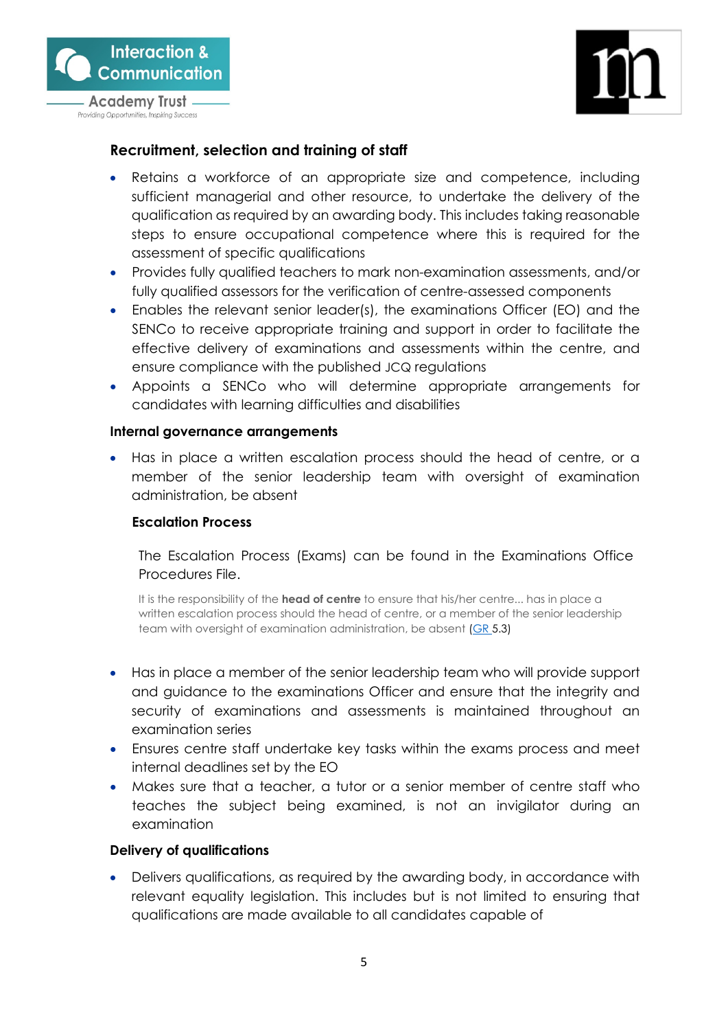### Recruitment, selection and training of staff

- Retains a workforce of an appropriate size and competence, including sufficient managerial and other resource, to undertake the delivery of the qualification as required by an awarding body. This includes taking reasonable steps to ensure occupational competence where this is required for the assessment of specific qualifications
- Provides fully qualified teachers to mark non-examination assessments, and/or fully qualified assessors for the verification of centre-assessed components
- Enables the relevant senior leader(s), the examinations Officer (EO) and the SENCo to receive appropriate training and support in order to facilitate the effective delivery of examinations and assessments within the centre, and ensure compliance with the published JCQ regulations
- Appoints a SENCo who will determine appropriate arrangements for candidates with learning difficulties and disabilities

### Internal governance arrangements

- Has in place a written escalation process should the head of centre, or a member of the senior leadership team with oversight of examination administration, be absent

#### Escalation Process

The Escalation Process (Exams) can be found in the Examinations Office Procedures File.

It is the responsibility of the **head of centre** to ensure that his/her centre... has in place a written escalation process should the head of centre, or a member of the senior leadership team with oversight of examination administration, be absent (GR 5.3)

- Has in place a member of the senior leadership team who will provide support and guidance to the examinations Officer and ensure that the integrity and security of examinations and assessments is maintained throughout an examination series
- Ensures centre staff undertake key tasks within the exams process and meet internal deadlines set by the EO
- Makes sure that a teacher, a tutor or a senior member of centre staff who teaches the subject being examined, is not an invigilator during an examination

### Delivery of qualifications

- Delivers qualifications, as required by the awarding body, in accordance with relevant equality legislation. This includes but is not limited to ensuring that qualifications are made available to all candidates capable of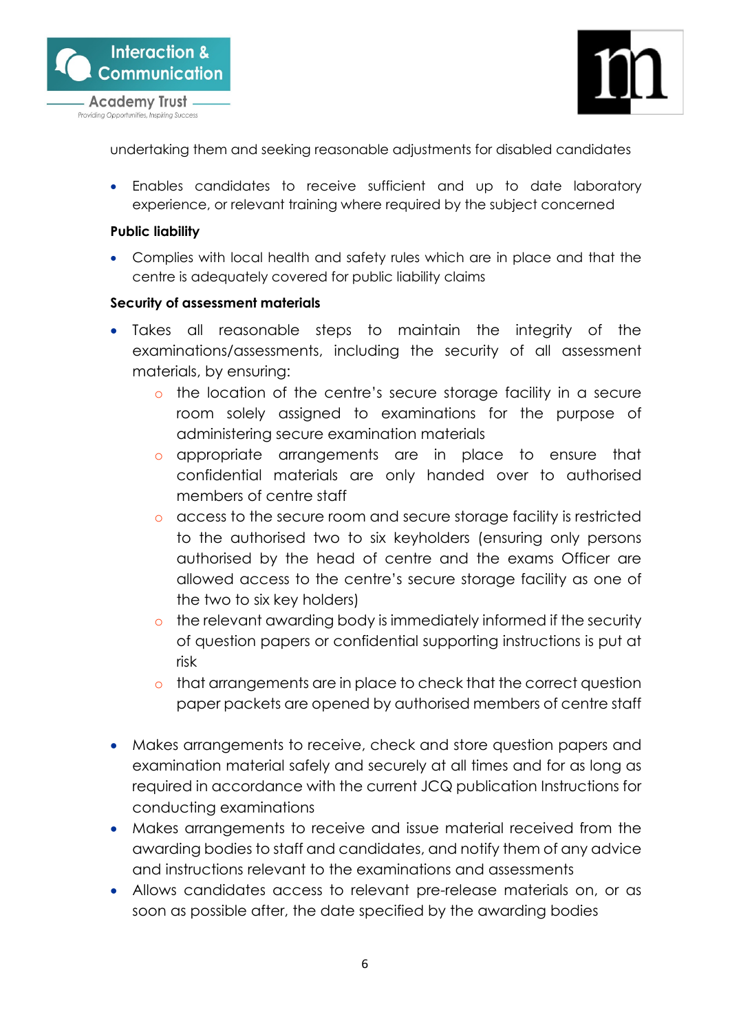undertaking them and seeking reasonable adjustments for disabled candidates

- Enables candidates to receive sufficient and up to date laboratory experience, or relevant training where required by the subject concerned

**Public liability**

- Complies with local health and safety rules which are in place and that the centre is adequately covered for public liability claims

**Security of assessment materials**

- Takes all reasonable steps to maintain the integrity of the examinations/assessments, including the security of all assessment materials, by ensuring:
  - the location of the centre's secure storage facility in a secure room solely assigned to examinations for the purpose of administering secure examination materials
  - appropriate arrangements are in place to ensure that confidential materials are only handed over to authorised members of centre staff
  - access to the secure room and secure storage facility is restricted to the authorised two to six keyholders (ensuring only persons authorised by the head of centre and the exams Officer are allowed access to the centre's secure storage facility as one of the two to six key holders)
  - the relevant awarding body is immediately informed if the security of question papers or confidential supporting instructions is put at risk
  - that arrangements are in place to check that the correct question paper packets are opened by authorised members of centre staff

- Makes arrangements to receive, check and store question papers and examination material safely and securely at all times and for as long as required in accordance with the current JCQ publication Instructions for conducting examinations
- Makes arrangements to receive and issue material received from the awarding bodies to staff and candidates, and notify them of any advice and instructions relevant to the examinations and assessments
- Allows candidates access to relevant pre-release materials on, or as soon as possible after, the date specified by the awarding bodies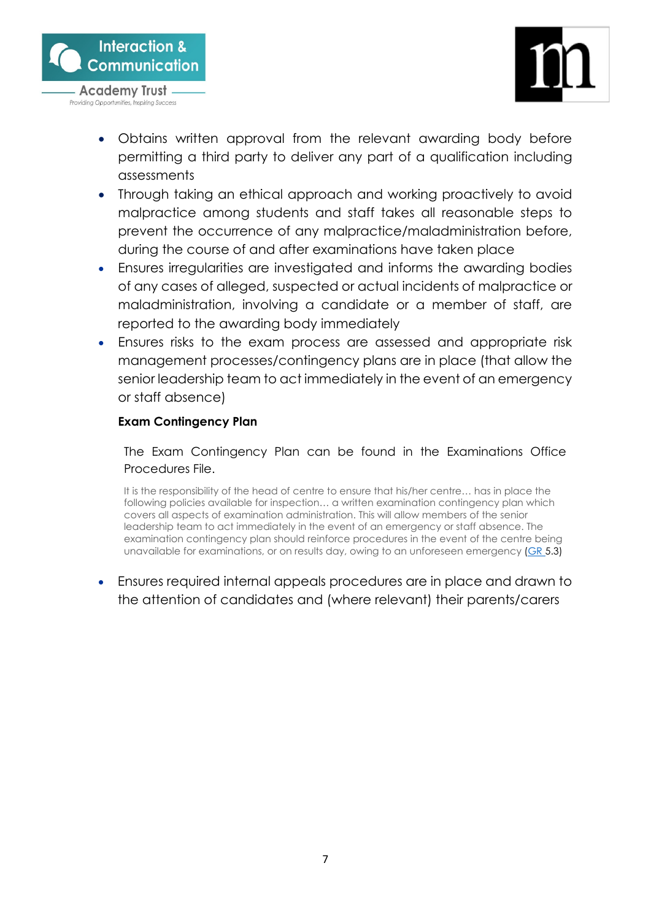- Obtains written approval from the relevant awarding body before permitting a third party to deliver any part of a qualification including assessments
- Through taking an ethical approach and working proactively to avoid malpractice among students and staff takes all reasonable steps to prevent the occurrence of any malpractice/maladministration before, during the course of and after examinations have taken place
- Ensures irregularities are investigated and informs the awarding bodies of any cases of alleged, suspected or actual incidents of malpractice or maladministration, involving a candidate or a member of staff, are reported to the awarding body immediately
- Ensures risks to the exam process are assessed and appropriate risk management processes/contingency plans are in place (that allow the senior leadership team to act immediately in the event of an emergency or staff absence)

**Exam Contingency Plan**

The Exam Contingency Plan can be found in the Examinations Office Procedures File.

It is the responsibility of the head of centre to ensure that his/her centre… has in place the following policies available for inspection… a written examination contingency plan which covers all aspects of examination administration. This will allow members of the senior leadership team to act immediately in the event of an emergency or staff absence. The examination contingency plan should reinforce procedures in the event of the centre being unavailable for examinations, or on results day, owing to an unforeseen emergency (GR 5.3)

- Ensures required internal appeals procedures are in place and drawn to the attention of candidates and (where relevant) their parents/carers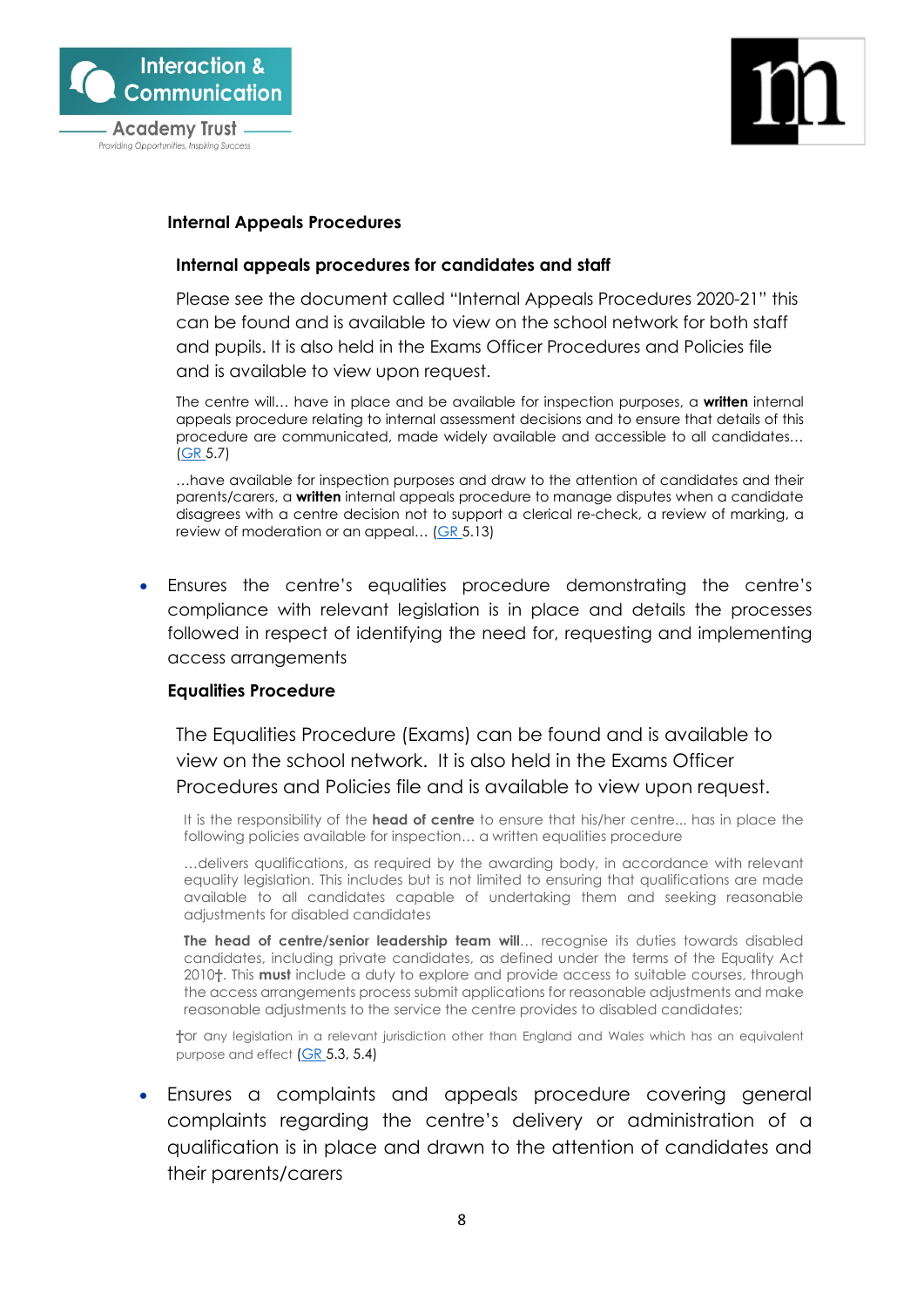**Internal Appeals Procedures**

**Internal appeals procedures for candidates and staff**

Please see the document called "Internal Appeals Procedures 2020-21" this can be found and is available to view on the school network for both staff and pupils. It is also held in the Exams Officer Procedures and Policies file and is available to view upon request.

The centre will… have in place and be available for inspection purposes, a **written** internal appeals procedure relating to internal assessment decisions and to ensure that details of this procedure are communicated, made widely available and accessible to all candidates… (GR 5.7)

…have available for inspection purposes and draw to the attention of candidates and their parents/carers, a **written** internal appeals procedure to manage disputes when a candidate disagrees with a centre decision not to support a clerical re-check, a review of marking, a review of moderation or an appeal… (GR 5.13)

- Ensures the centre's equalities procedure demonstrating the centre's compliance with relevant legislation is in place and details the processes followed in respect of identifying the need for, requesting and implementing access arrangements

**Equalities Procedure**

The Equalities Procedure (Exams) can be found and is available to view on the school network. It is also held in the Exams Officer Procedures and Policies file and is available to view upon request.

It is the responsibility of the **head of centre** to ensure that his/her centre... has in place the following policies available for inspection… a written equalities procedure

…delivers qualifications, as required by the awarding body, in accordance with relevant equality legislation. This includes but is not limited to ensuring that qualifications are made available to all candidates capable of undertaking them and seeking reasonable adjustments for disabled candidates

**The head of centre/senior leadership team will**… recognise its duties towards disabled candidates, including private candidates, as defined under the terms of the Equality Act 2010†. This **must** include a duty to explore and provide access to suitable courses, through the access arrangements process submit applications for reasonable adjustments and make reasonable adjustments to the service the centre provides to disabled candidates;

†or any legislation in a relevant jurisdiction other than England and Wales which has an equivalent purpose and effect (GR 5.3, 5.4)

- Ensures a complaints and appeals procedure covering general complaints regarding the centre's delivery or administration of a qualification is in place and drawn to the attention of candidates and their parents/carers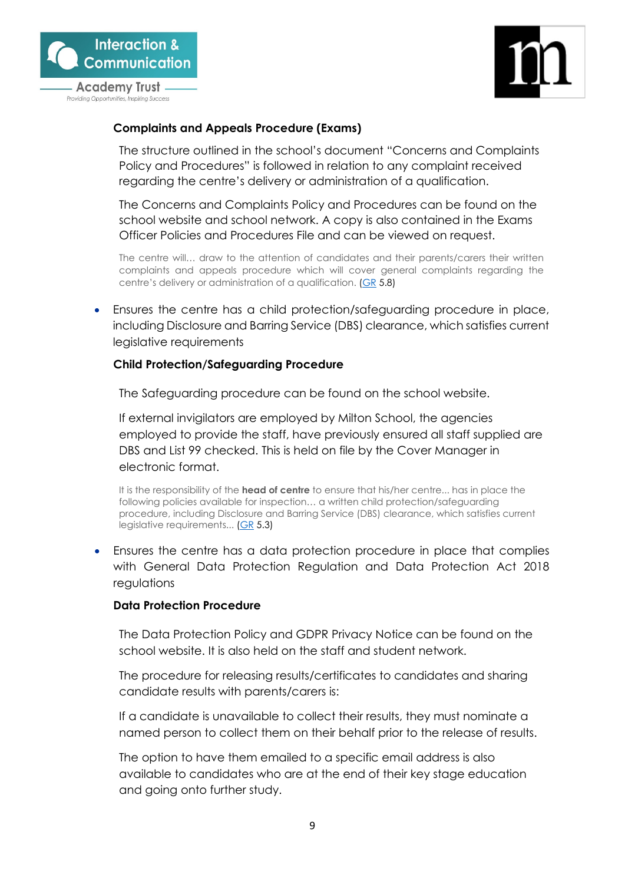**Complaints and Appeals Procedure (Exams)**

The structure outlined in the school's document "Concerns and Complaints Policy and Procedures" is followed in relation to any complaint received regarding the centre's delivery or administration of a qualification.

The Concerns and Complaints Policy and Procedures can be found on the school website and school network. A copy is also contained in the Exams Officer Policies and Procedures File and can be viewed on request.

The centre will... draw to the attention of candidates and their parents/carers their written complaints and appeals procedure which will cover general complaints regarding the centre's delivery or administration of a qualification. (GR 5.8)

- Ensures the centre has a child protection/safeguarding procedure in place, including Disclosure and Barring Service (DBS) clearance, which satisfies current legislative requirements

**Child Protection/Safeguarding Procedure**

The Safeguarding procedure can be found on the school website.

If external invigilators are employed by Milton School, the agencies employed to provide the staff, have previously ensured all staff supplied are DBS and List 99 checked. This is held on file by the Cover Manager in electronic format.

It is the responsibility of the **head of centre** to ensure that his/her centre... has in place the following policies available for inspection… a written child protection/safeguarding procedure, including Disclosure and Barring Service (DBS) clearance, which satisfies current legislative requirements... (GR 5.3)

- Ensures the centre has a data protection procedure in place that complies with General Data Protection Regulation and Data Protection Act 2018 regulations

**Data Protection Procedure**

The Data Protection Policy and GDPR Privacy Notice can be found on the school website. It is also held on the staff and student network.

The procedure for releasing results/certificates to candidates and sharing candidate results with parents/carers is:

If a candidate is unavailable to collect their results, they must nominate a named person to collect them on their behalf prior to the release of results.

The option to have them emailed to a specific email address is also available to candidates who are at the end of their key stage education and going onto further study.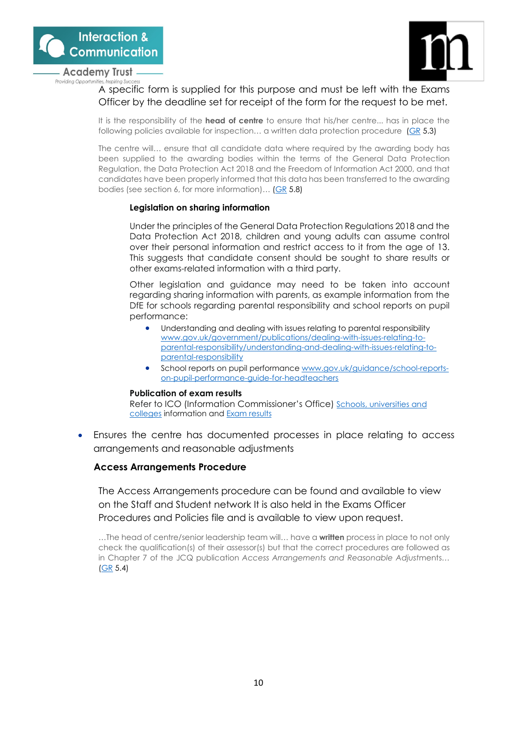A specific form is supplied for this purpose and must be left with the Exams Officer by the deadline set for receipt of the form for the request to be met.

It is the responsibility of the **head of centre** to ensure that his/her centre... has in place the following policies available for inspection… a written data protection procedure (GR 5.3)

The centre will… ensure that all candidate data where required by the awarding body has been supplied to the awarding bodies within the terms of the General Data Protection Regulation, the Data Protection Act 2018 and the Freedom of Information Act 2000, and that candidates have been properly informed that this data has been transferred to the awarding bodies (see section 6, for more information)… (GR 5.8)

**Legislation on sharing information**

Under the principles of the General Data Protection Regulations 2018 and the Data Protection Act 2018, children and young adults can assume control over their personal information and restrict access to it from the age of 13. This suggests that candidate consent should be sought to share results or other exams-related information with a third party.

Other legislation and guidance may need to be taken into account regarding sharing information with parents, as example information from the DfE for schools regarding parental responsibility and school reports on pupil performance:

- Understanding and dealing with issues relating to parental responsibility www.gov.uk/government/publications/dealing-with-issues-relating-to-parental-responsibility/understanding-and-dealing-with-issues-relating-to-parental-responsibility
- School reports on pupil performance www.gov.uk/guidance/school-reports-on-pupil-performance-guide-for-headteachers

**Publication of exam results**

Refer to ICO (Information Commissioner's Office) Schools, universities and colleges information and Exam results

- Ensures the centre has documented processes in place relating to access arrangements and reasonable adjustments

**Access Arrangements Procedure**

The Access Arrangements procedure can be found and available to view on the Staff and Student network It is also held in the Exams Officer Procedures and Policies file and is available to view upon request.

…The head of centre/senior leadership team will… have a **written** process in place to not only check the qualification(s) of their assessor(s) but that the correct procedures are followed as in Chapter 7 of the JCQ publication *Access Arrangements and Reasonable Adjustments*… (GR 5.4)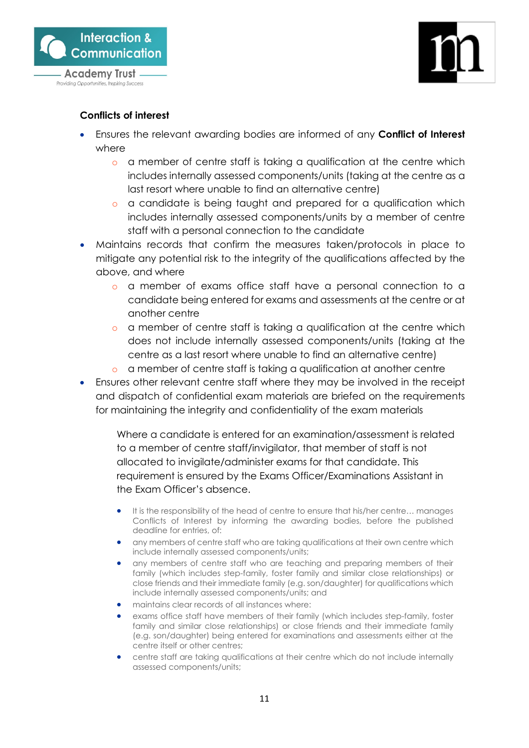**Conflicts of interest**

- Ensures the relevant awarding bodies are informed of any **Conflict of Interest** where
  - a member of centre staff is taking a qualification at the centre which includes internally assessed components/units (taking at the centre as a last resort where unable to find an alternative centre)
  - a candidate is being taught and prepared for a qualification which includes internally assessed components/units by a member of centre staff with a personal connection to the candidate
- Maintains records that confirm the measures taken/protocols in place to mitigate any potential risk to the integrity of the qualifications affected by the above, and where
  - a member of exams office staff have a personal connection to a candidate being entered for exams and assessments at the centre or at another centre
  - a member of centre staff is taking a qualification at the centre which does not include internally assessed components/units (taking at the centre as a last resort where unable to find an alternative centre)
  - a member of centre staff is taking a qualification at another centre
- Ensures other relevant centre staff where they may be involved in the receipt and dispatch of confidential exam materials are briefed on the requirements for maintaining the integrity and confidentiality of the exam materials

Where a candidate is entered for an examination/assessment is related to a member of centre staff/invigilator, that member of staff is not allocated to invigilate/administer exams for that candidate. This requirement is ensured by the Exams Officer/Examinations Assistant in the Exam Officer's absence.

- It is the responsibility of the head of centre to ensure that his/her centre… manages Conflicts of Interest by informing the awarding bodies, before the published deadline for entries, of:
- any members of centre staff who are taking qualifications at their own centre which include internally assessed components/units;
- any members of centre staff who are teaching and preparing members of their family (which includes step-family, foster family and similar close relationships) or close friends and their immediate family (e.g. son/daughter) for qualifications which include internally assessed components/units; and
- maintains clear records of all instances where:
- exams office staff have members of their family (which includes step-family, foster family and similar close relationships) or close friends and their immediate family (e.g. son/daughter) being entered for examinations and assessments either at the centre itself or other centres;
- centre staff are taking qualifications at their centre which do not include internally assessed components/units;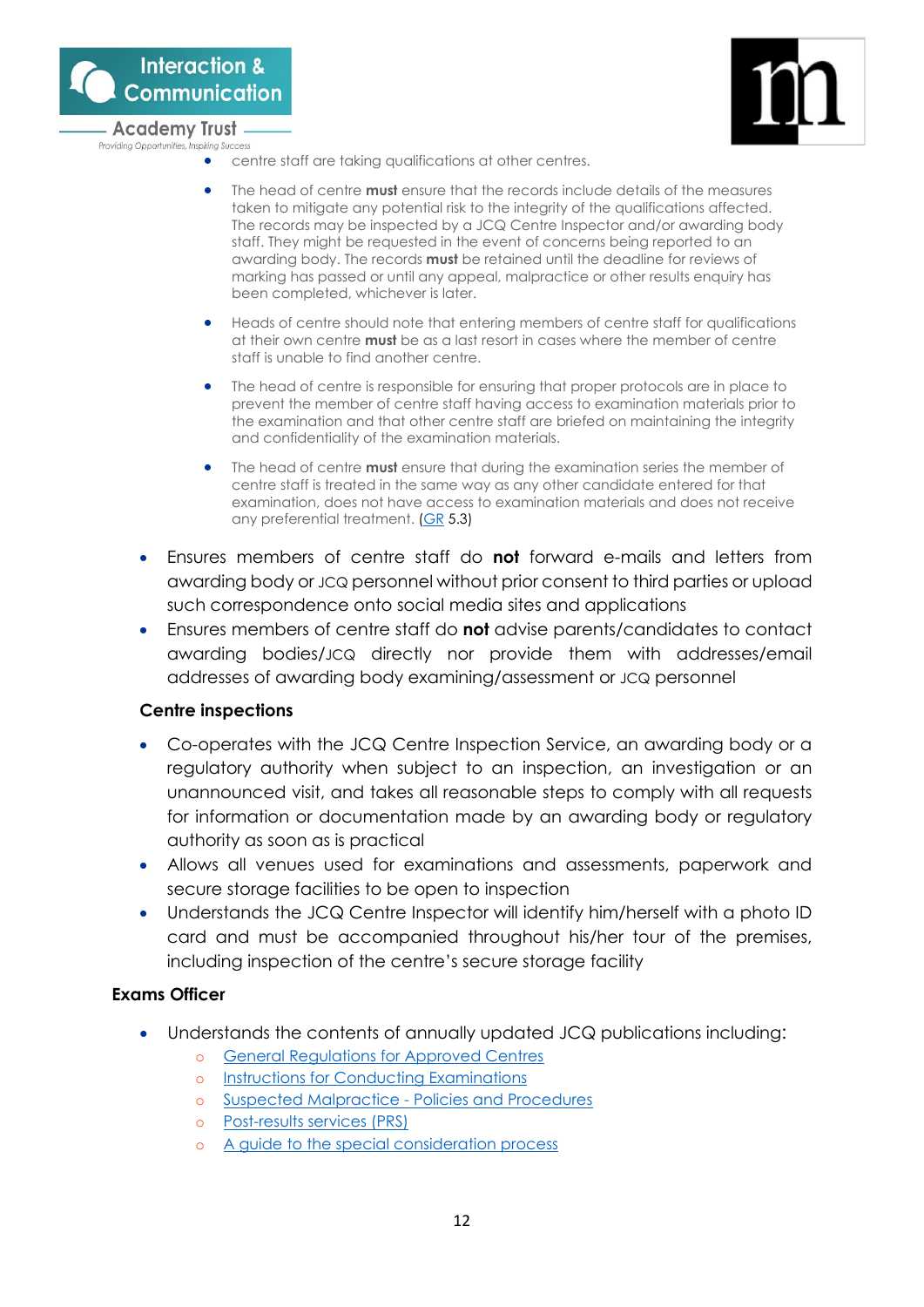- centre staff are taking qualifications at other centres.
  - The head of centre **must** ensure that the records include details of the measures taken to mitigate any potential risk to the integrity of the qualifications affected. The records may be inspected by a JCQ Centre Inspector and/or awarding body staff. They might be requested in the event of concerns being reported to an awarding body. The records **must** be retained until the deadline for reviews of marking has passed or until any appeal, malpractice or other results enquiry has been completed, whichever is later.
  - Heads of centre should note that entering members of centre staff for qualifications at their own centre **must** be as a last resort in cases where the member of centre staff is unable to find another centre.
  - The head of centre is responsible for ensuring that proper protocols are in place to prevent the member of centre staff having access to examination materials prior to the examination and that other centre staff are briefed on maintaining the integrity and confidentiality of the examination materials.
  - The head of centre **must** ensure that during the examination series the member of centre staff is treated in the same way as any other candidate entered for that examination, does not have access to examination materials and does not receive any preferential treatment. (GR 5.3)

- Ensures members of centre staff do **not** forward e-mails and letters from awarding body or JCQ personnel without prior consent to third parties or upload such correspondence onto social media sites and applications
- Ensures members of centre staff do **not** advise parents/candidates to contact awarding bodies/JCQ directly nor provide them with addresses/email addresses of awarding body examining/assessment or JCQ personnel

**Centre inspections**

- Co-operates with the JCQ Centre Inspection Service, an awarding body or a regulatory authority when subject to an inspection, an investigation or an unannounced visit, and takes all reasonable steps to comply with all requests for information or documentation made by an awarding body or regulatory authority as soon as is practical
- Allows all venues used for examinations and assessments, paperwork and secure storage facilities to be open to inspection
- Understands the JCQ Centre Inspector will identify him/herself with a photo ID card and must be accompanied throughout his/her tour of the premises, including inspection of the centre's secure storage facility

## Exams Officer

- Understands the contents of annually updated JCQ publications including:
  - General Regulations for Approved Centres
  - Instructions for Conducting Examinations
  - Suspected Malpractice - Policies and Procedures
  - Post-results services (PRS)
  - A guide to the special consideration process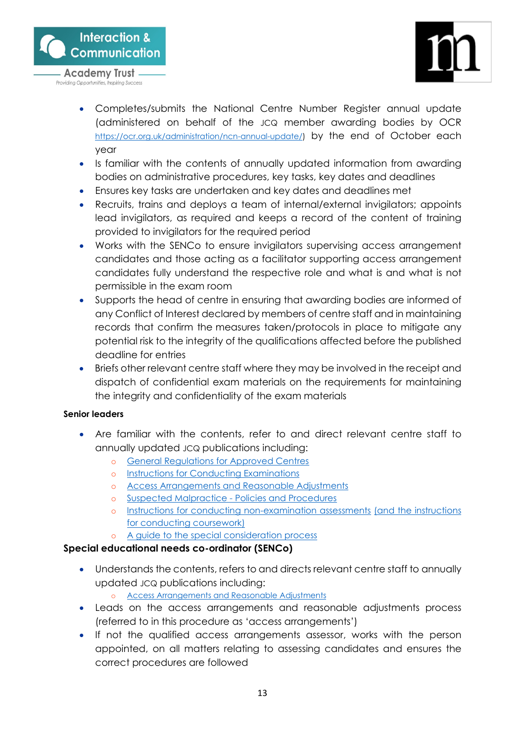- Completes/submits the National Centre Number Register annual update (administered on behalf of the JCQ member awarding bodies by OCR [https://ocr.org.uk/administration/ncn-annual-update/](https://ocr.org.uk/administration/ncn-annual-update/)) by the end of October each year
- Is familiar with the contents of annually updated information from awarding bodies on administrative procedures, key tasks, key dates and deadlines
- Ensures key tasks are undertaken and key dates and deadlines met
- Recruits, trains and deploys a team of internal/external invigilators; appoints lead invigilators, as required and keeps a record of the content of training provided to invigilators for the required period
- Works with the SENCo to ensure invigilators supervising access arrangement candidates and those acting as a facilitator supporting access arrangement candidates fully understand the respective role and what is and what is not permissible in the exam room
- Supports the head of centre in ensuring that awarding bodies are informed of any Conflict of Interest declared by members of centre staff and in maintaining records that confirm the measures taken/protocols in place to mitigate any potential risk to the integrity of the qualifications affected before the published deadline for entries
- Briefs other relevant centre staff where they may be involved in the receipt and dispatch of confidential exam materials on the requirements for maintaining the integrity and confidentiality of the exam materials

**Senior leaders**

- Are familiar with the contents, refer to and direct relevant centre staff to annually updated JCQ publications including:
  - General Regulations for Approved Centres
  - Instructions for Conducting Examinations
  - Access Arrangements and Reasonable Adjustments
  - Suspected Malpractice - Policies and Procedures
  - Instructions for conducting non-examination assessments (and the instructions for conducting coursework)
  - A guide to the special consideration process

**Special educational needs co-ordinator (SENCo)**

- Understands the contents, refers to and directs relevant centre staff to annually updated JCQ publications including:
  - Access Arrangements and Reasonable Adjustments
- Leads on the access arrangements and reasonable adjustments process (referred to in this procedure as 'access arrangements')
- If not the qualified access arrangements assessor, works with the person appointed, on all matters relating to assessing candidates and ensures the correct procedures are followed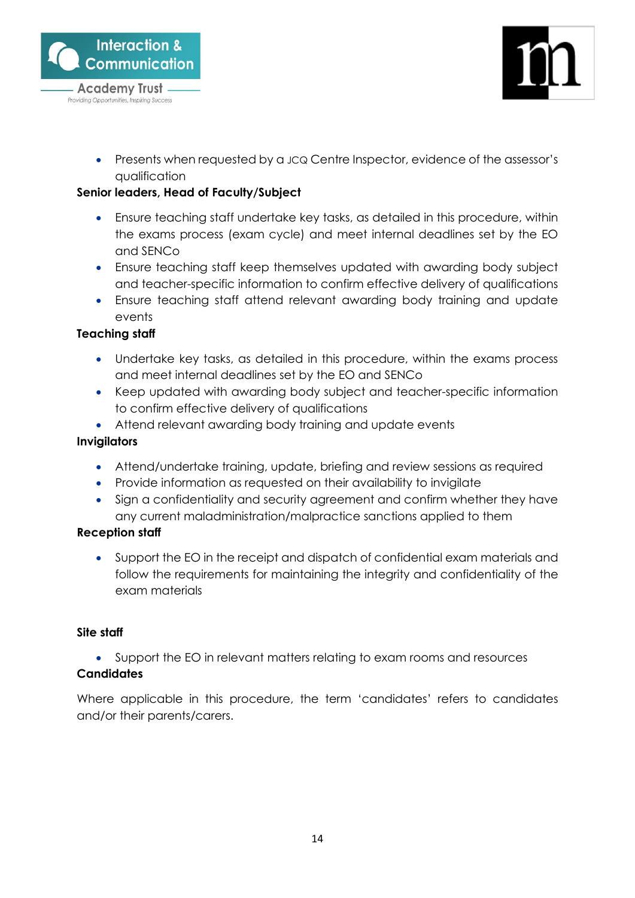- Presents when requested by a JCQ Centre Inspector, evidence of the assessor's qualification

**Senior leaders, Head of Faculty/Subject**

- Ensure teaching staff undertake key tasks, as detailed in this procedure, within the exams process (exam cycle) and meet internal deadlines set by the EO and SENCo
- Ensure teaching staff keep themselves updated with awarding body subject and teacher-specific information to confirm effective delivery of qualifications
- Ensure teaching staff attend relevant awarding body training and update events

**Teaching staff**

- Undertake key tasks, as detailed in this procedure, within the exams process and meet internal deadlines set by the EO and SENCo
- Keep updated with awarding body subject and teacher-specific information to confirm effective delivery of qualifications
- Attend relevant awarding body training and update events

**Invigilators**

- Attend/undertake training, update, briefing and review sessions as required
- Provide information as requested on their availability to invigilate
- Sign a confidentiality and security agreement and confirm whether they have any current maladministration/malpractice sanctions applied to them

**Reception staff**

- Support the EO in the receipt and dispatch of confidential exam materials and follow the requirements for maintaining the integrity and confidentiality of the exam materials

**Site staff**

- Support the EO in relevant matters relating to exam rooms and resources

**Candidates**

Where applicable in this procedure, the term 'candidates' refers to candidates and/or their parents/carers.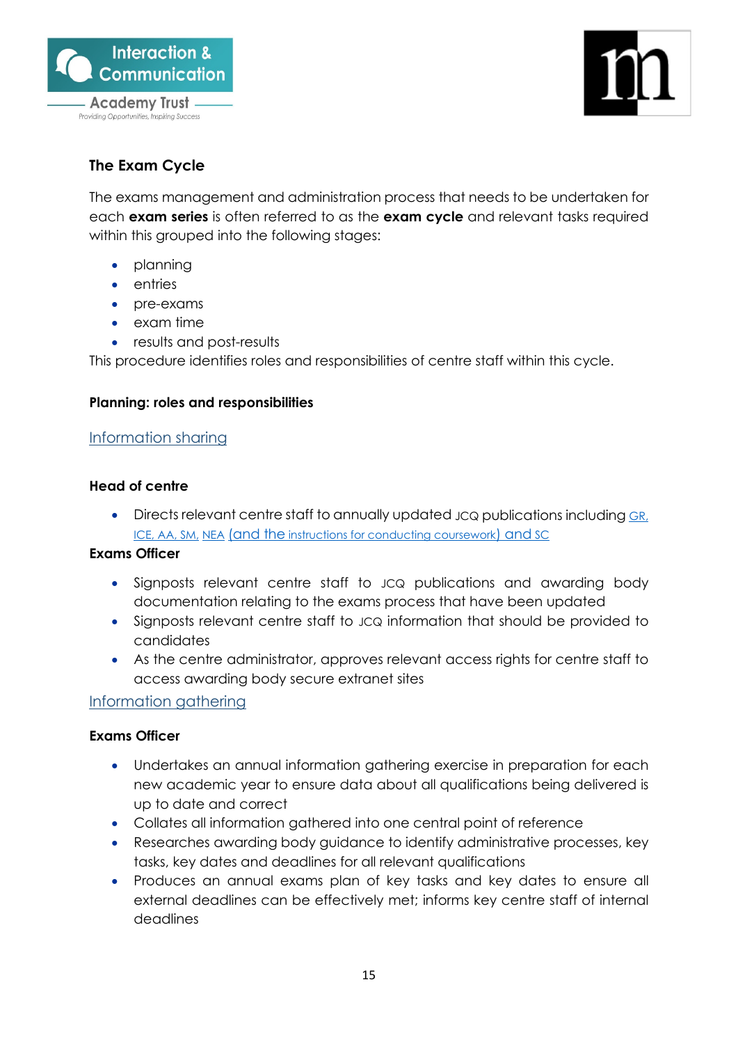## The Exam Cycle

The exams management and administration process that needs to be undertaken for each **exam series** is often referred to as the **exam cycle** and relevant tasks required within this grouped into the following stages:

- planning
- entries
- pre-exams
- exam time
- results and post-results

This procedure identifies roles and responsibilities of centre staff within this cycle.

### Planning: roles and responsibilities

Information sharing

**Head of centre**

- Directs relevant centre staff to annually updated JCQ publications including GR, ICE, AA, SM, NEA (and the instructions for conducting coursework) and SC

**Exams Officer**

- Signposts relevant centre staff to JCQ publications and awarding body documentation relating to the exams process that have been updated
- Signposts relevant centre staff to JCQ information that should be provided to candidates
- As the centre administrator, approves relevant access rights for centre staff to access awarding body secure extranet sites

Information gathering

**Exams Officer**

- Undertakes an annual information gathering exercise in preparation for each new academic year to ensure data about all qualifications being delivered is up to date and correct
- Collates all information gathered into one central point of reference
- Researches awarding body guidance to identify administrative processes, key tasks, key dates and deadlines for all relevant qualifications
- Produces an annual exams plan of key tasks and key dates to ensure all external deadlines can be effectively met; informs key centre staff of internal deadlines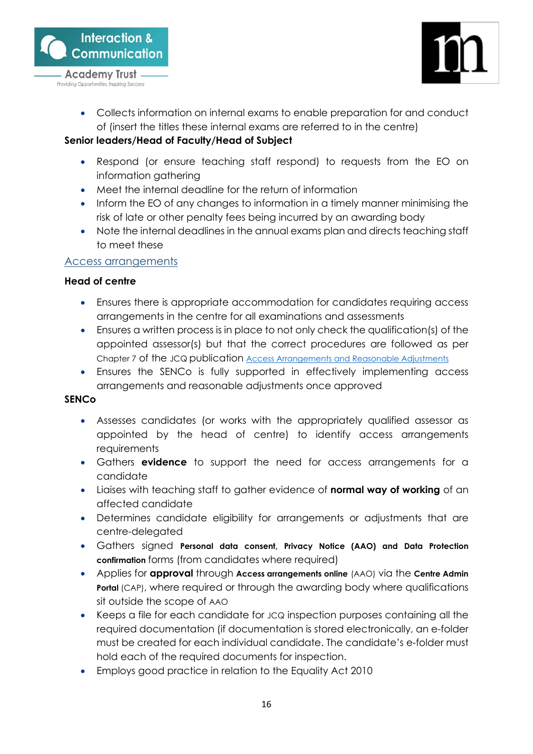- Collects information on internal exams to enable preparation for and conduct of (insert the titles these internal exams are referred to in the centre)

**Senior leaders/Head of Faculty/Head of Subject**

- Respond (or ensure teaching staff respond) to requests from the EO on information gathering
- Meet the internal deadline for the return of information
- Inform the EO of any changes to information in a timely manner minimising the risk of late or other penalty fees being incurred by an awarding body
- Note the internal deadlines in the annual exams plan and directs teaching staff to meet these

## Access arrangements

**Head of centre**

- Ensures there is appropriate accommodation for candidates requiring access arrangements in the centre for all examinations and assessments
- Ensures a written process is in place to not only check the qualification(s) of the appointed assessor(s) but that the correct procedures are followed as per Chapter 7 of the JCQ publication Access Arrangements and Reasonable Adjustments
- Ensures the SENCo is fully supported in effectively implementing access arrangements and reasonable adjustments once approved

**SENCo**

- Assesses candidates (or works with the appropriately qualified assessor as appointed by the head of centre) to identify access arrangements requirements
- Gathers **evidence** to support the need for access arrangements for a candidate
- Liaises with teaching staff to gather evidence of **normal way of working** of an affected candidate
- Determines candidate eligibility for arrangements or adjustments that are centre-delegated
- Gathers signed **Personal data consent, Privacy Notice (AAO) and Data Protection confirmation** forms (from candidates where required)
- Applies for **approval** through **Access arrangements online** (AAO) via the **Centre Admin Portal** (CAP), where required or through the awarding body where qualifications sit outside the scope of AAO
- Keeps a file for each candidate for JCQ inspection purposes containing all the required documentation (if documentation is stored electronically, an e-folder must be created for each individual candidate. The candidate's e-folder must hold each of the required documents for inspection.
- Employs good practice in relation to the Equality Act 2010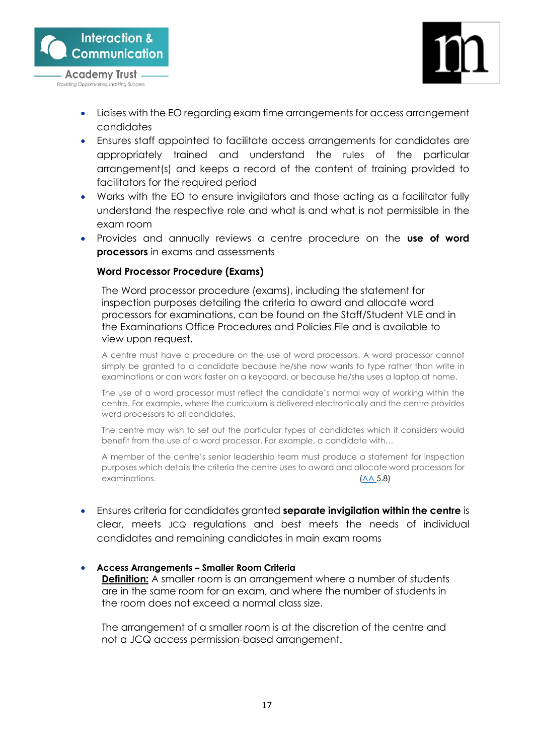- Liaises with the EO regarding exam time arrangements for access arrangement candidates
- Ensures staff appointed to facilitate access arrangements for candidates are appropriately trained and understand the rules of the particular arrangement(s) and keeps a record of the content of training provided to facilitators for the required period
- Works with the EO to ensure invigilators and those acting as a facilitator fully understand the respective role and what is and what is not permissible in the exam room
- Provides and annually reviews a centre procedure on the **use of word processors** in exams and assessments

  **Word Processor Procedure (Exams)**

  The Word processor procedure (exams), including the statement for inspection purposes detailing the criteria to award and allocate word processors for examinations, can be found on the Staff/Student VLE and in the Examinations Office Procedures and Policies File and is available to view upon request.

  A centre must have a procedure on the use of word processors. A word processor cannot simply be granted to a candidate because he/she now wants to type rather than write in examinations or can work faster on a keyboard, or because he/she uses a laptop at home.

  The use of a word processor must reflect the candidate's normal way of working within the centre. For example, where the curriculum is delivered electronically and the centre provides word processors to all candidates.

  The centre may wish to set out the particular types of candidates which it considers would benefit from the use of a word processor. For example, a candidate with…

  A member of the centre's senior leadership team must produce a statement for inspection purposes which details the criteria the centre uses to award and allocate word processors for examinations. (AA 5.8)

- Ensures criteria for candidates granted **separate invigilation within the centre** is clear, meets JCQ regulations and best meets the needs of individual candidates and remaining candidates in main exam rooms

- **Access Arrangements – Smaller Room Criteria**
  **Definition:** A smaller room is an arrangement where a number of students are in the same room for an exam, and where the number of students in the room does not exceed a normal class size.

  The arrangement of a smaller room is at the discretion of the centre and not a JCQ access permission-based arrangement.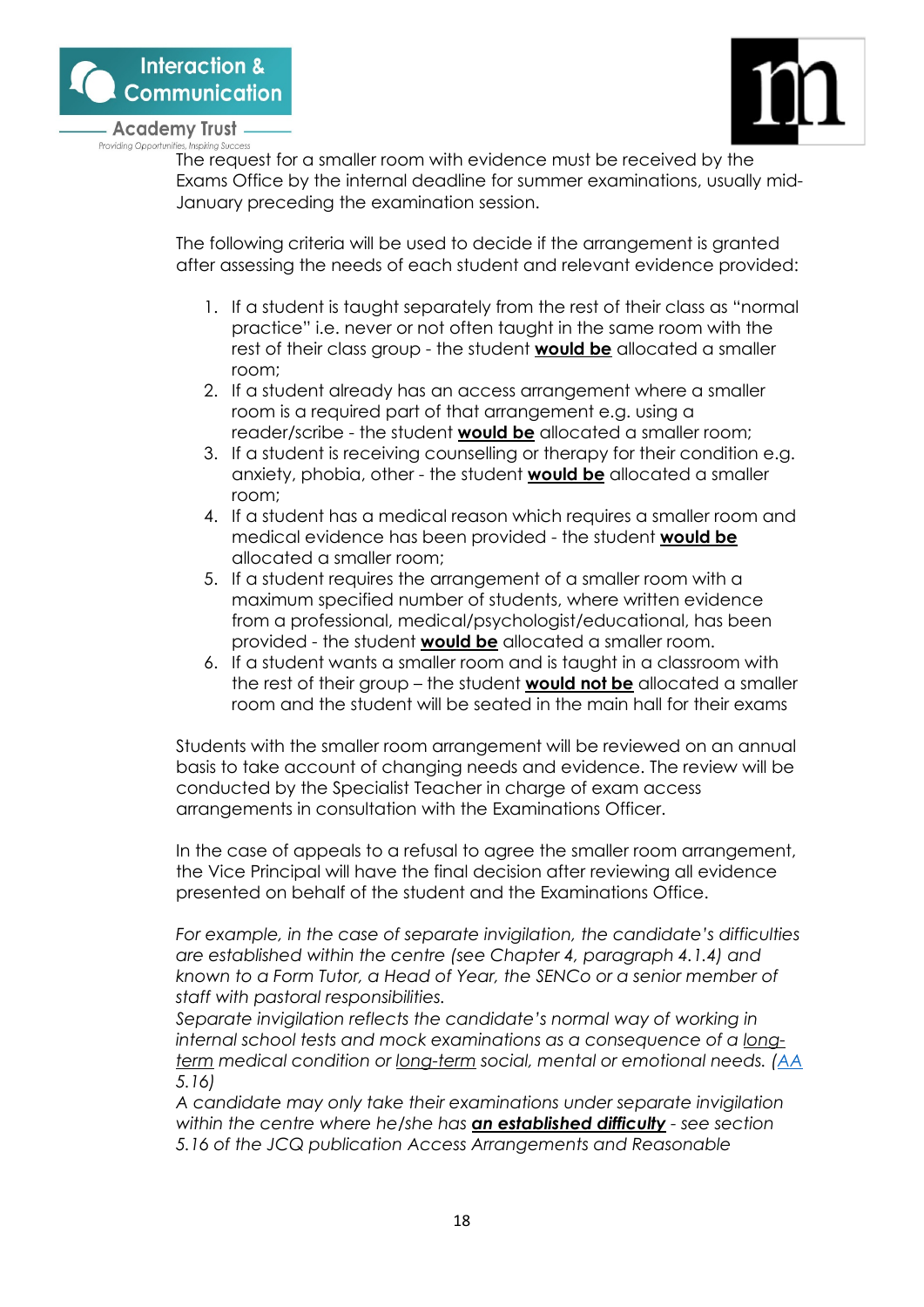The request for a smaller room with evidence must be received by the Exams Office by the internal deadline for summer examinations, usually mid-January preceding the examination session.

The following criteria will be used to decide if the arrangement is granted after assessing the needs of each student and relevant evidence provided:

1. If a student is taught separately from the rest of their class as "normal practice" i.e. never or not often taught in the same room with the rest of their class group - the student **would be** allocated a smaller room;
2. If a student already has an access arrangement where a smaller room is a required part of that arrangement e.g. using a reader/scribe - the student **would be** allocated a smaller room;
3. If a student is receiving counselling or therapy for their condition e.g. anxiety, phobia, other - the student **would be** allocated a smaller room;
4. If a student has a medical reason which requires a smaller room and medical evidence has been provided - the student **would be** allocated a smaller room;
5. If a student requires the arrangement of a smaller room with a maximum specified number of students, where written evidence from a professional, medical/psychologist/educational, has been provided - the student **would be** allocated a smaller room.
6. If a student wants a smaller room and is taught in a classroom with the rest of their group – the student **would not be** allocated a smaller room and the student will be seated in the main hall for their exams

Students with the smaller room arrangement will be reviewed on an annual basis to take account of changing needs and evidence. The review will be conducted by the Specialist Teacher in charge of exam access arrangements in consultation with the Examinations Officer.

In the case of appeals to a refusal to agree the smaller room arrangement, the Vice Principal will have the final decision after reviewing all evidence presented on behalf of the student and the Examinations Office.

*For example, in the case of separate invigilation, the candidate's difficulties are established within the centre (see Chapter 4, paragraph 4.1.4) and known to a Form Tutor, a Head of Year, the SENCo or a senior member of staff with pastoral responsibilities.*
*Separate invigilation reflects the candidate's normal way of working in internal school tests and mock examinations as a consequence of a long-term medical condition or long-term social, mental or emotional needs. (AA 5.16)*
*A candidate may only take their examinations under separate invigilation within the centre where he/she has **an established difficulty** - see section 5.16 of the JCQ publication Access Arrangements and Reasonable*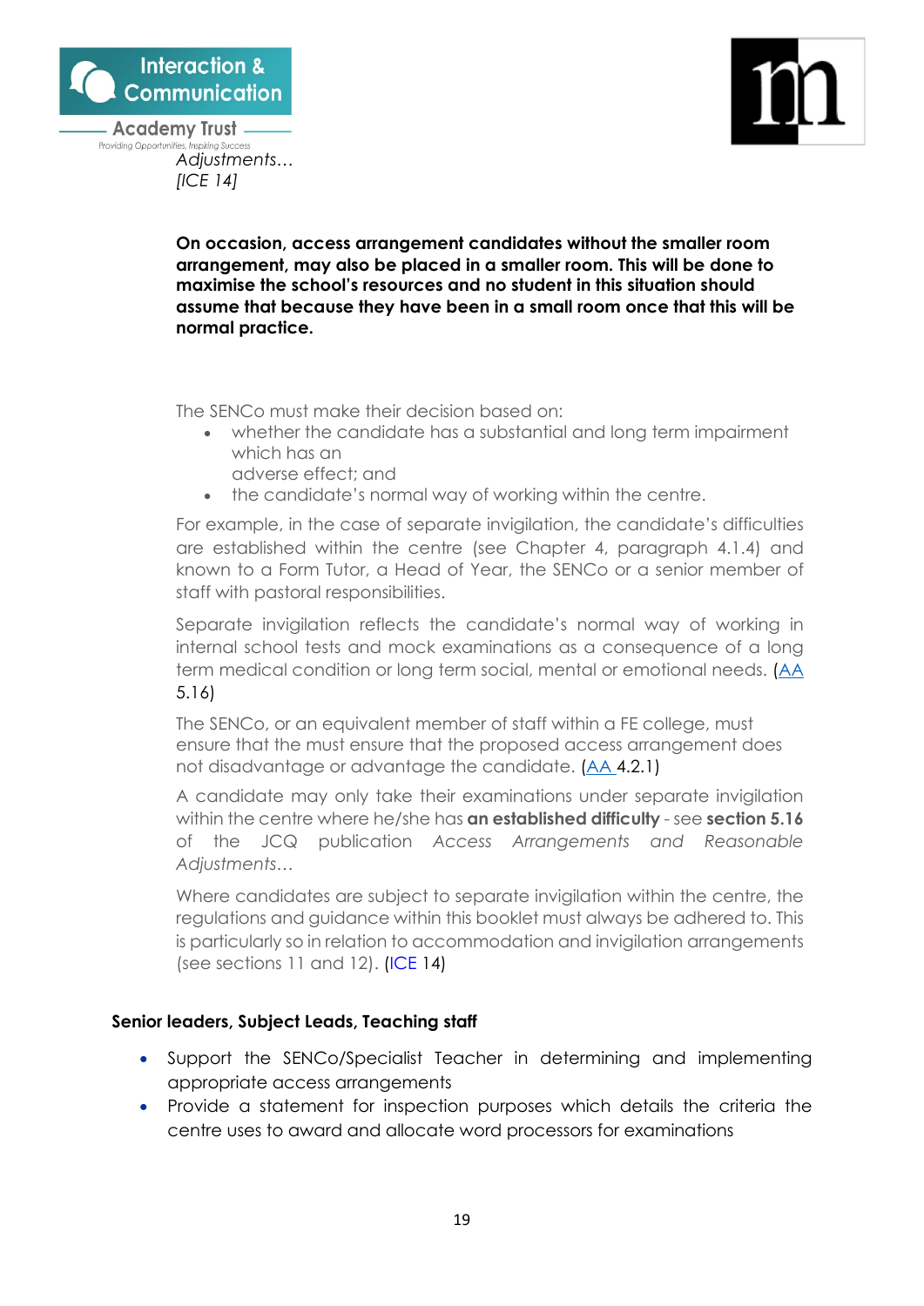*Adjustments…*
*[ICE 14]*

**On occasion, access arrangement candidates without the smaller room arrangement, may also be placed in a smaller room. This will be done to maximise the school's resources and no student in this situation should assume that because they have been in a small room once that this will be normal practice.**

The SENCo must make their decision based on:

- whether the candidate has a substantial and long term impairment which has an adverse effect; and
- the candidate's normal way of working within the centre.

For example, in the case of separate invigilation, the candidate's difficulties are established within the centre (see Chapter 4, paragraph 4.1.4) and known to a Form Tutor, a Head of Year, the SENCo or a senior member of staff with pastoral responsibilities.

Separate invigilation reflects the candidate's normal way of working in internal school tests and mock examinations as a consequence of a long term medical condition or long term social, mental or emotional needs. (AA 5.16)

The SENCo, or an equivalent member of staff within a FE college, must ensure that the must ensure that the proposed access arrangement does not disadvantage or advantage the candidate. (AA 4.2.1)

A candidate may only take their examinations under separate invigilation within the centre where he/she has **an established difficulty** - see **section 5.16** of the JCQ publication *Access Arrangements and Reasonable Adjustments…*

Where candidates are subject to separate invigilation within the centre, the regulations and guidance within this booklet must always be adhered to. This is particularly so in relation to accommodation and invigilation arrangements (see sections 11 and 12). (ICE 14)

**Senior leaders, Subject Leads, Teaching staff**

- Support the SENCo/Specialist Teacher in determining and implementing appropriate access arrangements
- Provide a statement for inspection purposes which details the criteria the centre uses to award and allocate word processors for examinations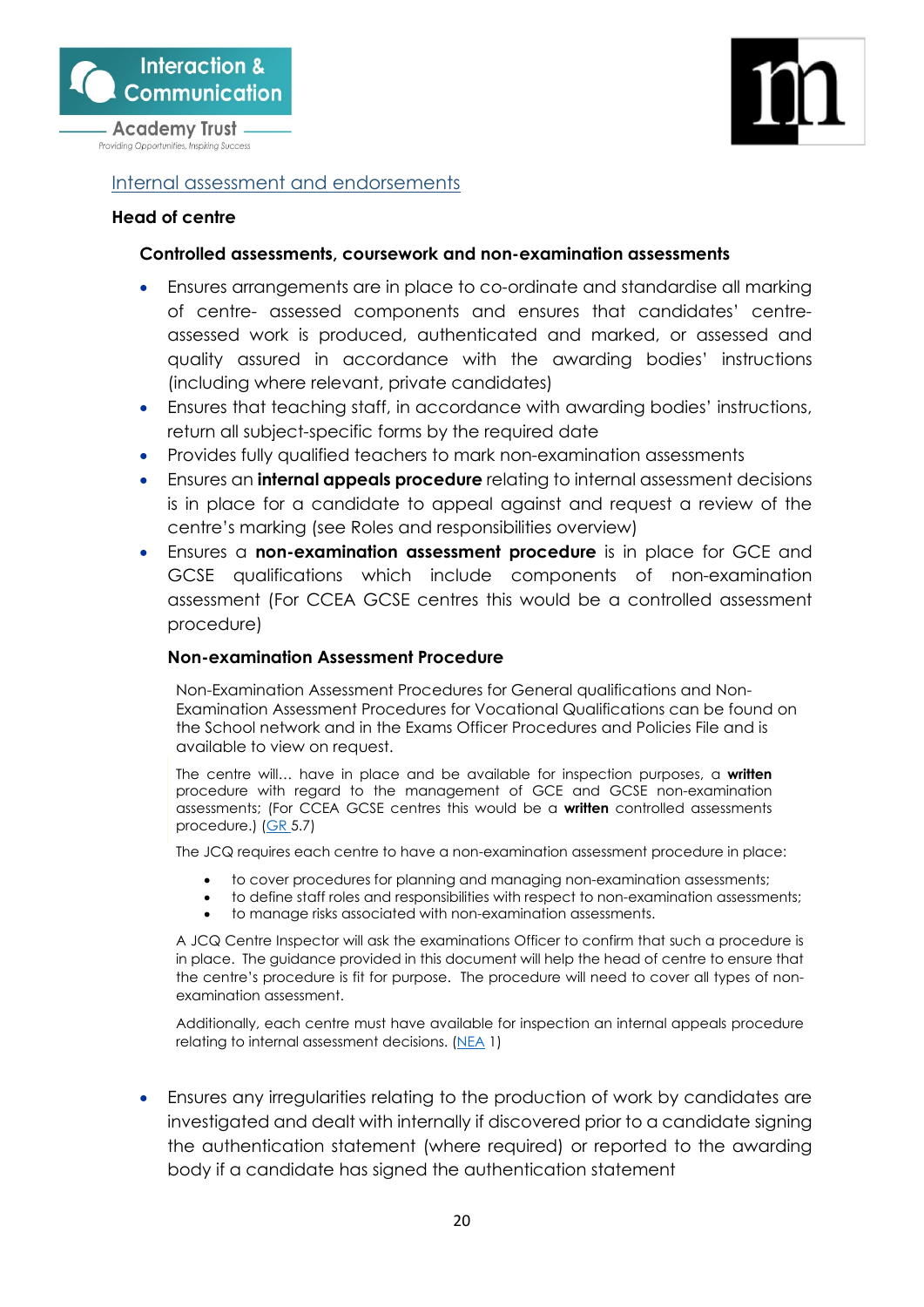[Internal assessment and endorsements](#)

**Head of centre**

**Controlled assessments, coursework and non-examination assessments**

- Ensures arrangements are in place to co-ordinate and standardise all marking of centre- assessed components and ensures that candidates' centre-assessed work is produced, authenticated and marked, or assessed and quality assured in accordance with the awarding bodies' instructions (including where relevant, private candidates)
- Ensures that teaching staff, in accordance with awarding bodies' instructions, return all subject-specific forms by the required date
- Provides fully qualified teachers to mark non-examination assessments
- Ensures an **internal appeals procedure** relating to internal assessment decisions is in place for a candidate to appeal against and request a review of the centre's marking (see Roles and responsibilities overview)
- Ensures a **non-examination assessment procedure** is in place for GCE and GCSE qualifications which include components of non-examination assessment (For CCEA GCSE centres this would be a controlled assessment procedure)

**Non-examination Assessment Procedure**

Non-Examination Assessment Procedures for General qualifications and Non-Examination Assessment Procedures for Vocational Qualifications can be found on the School network and in the Exams Officer Procedures and Policies File and is available to view on request.

The centre will… have in place and be available for inspection purposes, a **written** procedure with regard to the management of GCE and GCSE non-examination assessments; (For CCEA GCSE centres this would be a **written** controlled assessments procedure.) ([GR](#) 5.7)

The JCQ requires each centre to have a non-examination assessment procedure in place:

- to cover procedures for planning and managing non-examination assessments;
- to define staff roles and responsibilities with respect to non-examination assessments;
- to manage risks associated with non-examination assessments.

A JCQ Centre Inspector will ask the examinations Officer to confirm that such a procedure is in place. The guidance provided in this document will help the head of centre to ensure that the centre's procedure is fit for purpose. The procedure will need to cover all types of non-examination assessment.

Additionally, each centre must have available for inspection an internal appeals procedure relating to internal assessment decisions. ([NEA](#) 1)

- Ensures any irregularities relating to the production of work by candidates are investigated and dealt with internally if discovered prior to a candidate signing the authentication statement (where required) or reported to the awarding body if a candidate has signed the authentication statement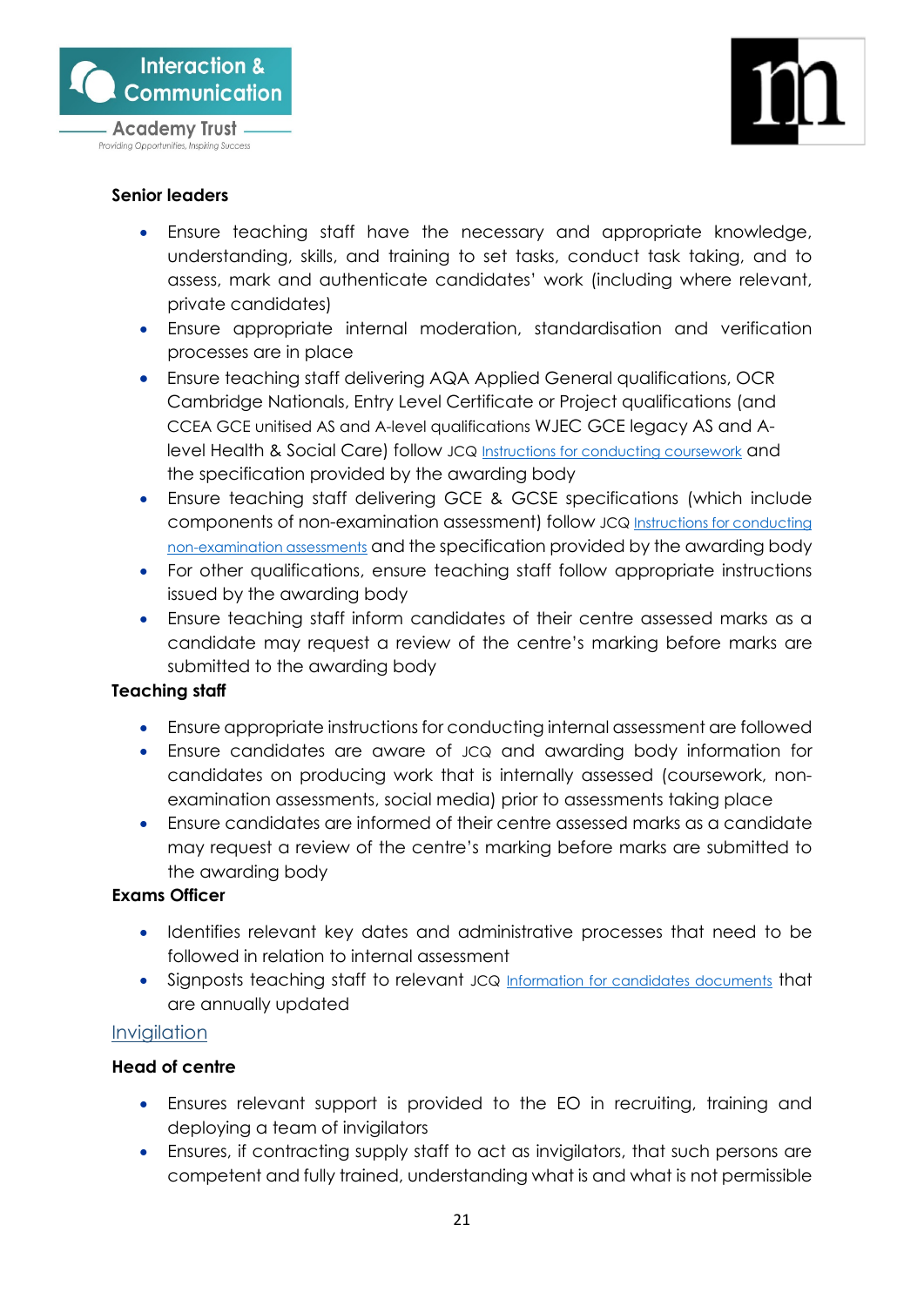**Senior leaders**

- Ensure teaching staff have the necessary and appropriate knowledge, understanding, skills, and training to set tasks, conduct task taking, and to assess, mark and authenticate candidates' work (including where relevant, private candidates)
- Ensure appropriate internal moderation, standardisation and verification processes are in place
- Ensure teaching staff delivering AQA Applied General qualifications, OCR Cambridge Nationals, Entry Level Certificate or Project qualifications (and CCEA GCE unitised AS and A-level qualifications WJEC GCE legacy AS and A-level Health & Social Care) follow JCQ Instructions for conducting coursework and the specification provided by the awarding body
- Ensure teaching staff delivering GCE & GCSE specifications (which include components of non-examination assessment) follow JCQ Instructions for conducting non-examination assessments and the specification provided by the awarding body
- For other qualifications, ensure teaching staff follow appropriate instructions issued by the awarding body
- Ensure teaching staff inform candidates of their centre assessed marks as a candidate may request a review of the centre's marking before marks are submitted to the awarding body

**Teaching staff**

- Ensure appropriate instructions for conducting internal assessment are followed
- Ensure candidates are aware of JCQ and awarding body information for candidates on producing work that is internally assessed (coursework, non-examination assessments, social media) prior to assessments taking place
- Ensure candidates are informed of their centre assessed marks as a candidate may request a review of the centre's marking before marks are submitted to the awarding body

**Exams Officer**

- Identifies relevant key dates and administrative processes that need to be followed in relation to internal assessment
- Signposts teaching staff to relevant JCQ Information for candidates documents that are annually updated

## Invigilation

**Head of centre**

- Ensures relevant support is provided to the EO in recruiting, training and deploying a team of invigilators
- Ensures, if contracting supply staff to act as invigilators, that such persons are competent and fully trained, understanding what is and what is not permissible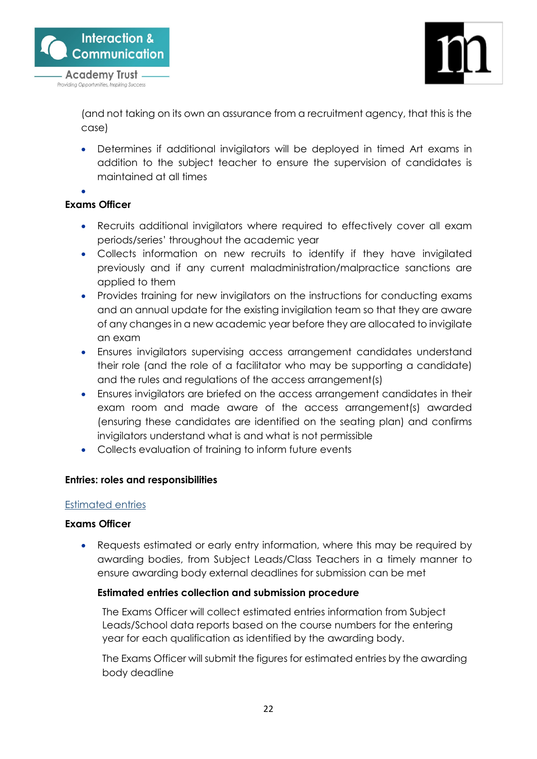(and not taking on its own an assurance from a recruitment agency, that this is the case)

- Determines if additional invigilators will be deployed in timed Art exams in addition to the subject teacher to ensure the supervision of candidates is maintained at all times
- 

**Exams Officer**

- Recruits additional invigilators where required to effectively cover all exam periods/series' throughout the academic year
- Collects information on new recruits to identify if they have invigilated previously and if any current maladministration/malpractice sanctions are applied to them
- Provides training for new invigilators on the instructions for conducting exams and an annual update for the existing invigilation team so that they are aware of any changes in a new academic year before they are allocated to invigilate an exam
- Ensures invigilators supervising access arrangement candidates understand their role (and the role of a facilitator who may be supporting a candidate) and the rules and regulations of the access arrangement(s)
- Ensures invigilators are briefed on the access arrangement candidates in their exam room and made aware of the access arrangement(s) awarded (ensuring these candidates are identified on the seating plan) and confirms invigilators understand what is and what is not permissible
- Collects evaluation of training to inform future events

**Entries: roles and responsibilities**

Estimated entries

**Exams Officer**

- Requests estimated or early entry information, where this may be required by awarding bodies, from Subject Leads/Class Teachers in a timely manner to ensure awarding body external deadlines for submission can be met

**Estimated entries collection and submission procedure**

The Exams Officer will collect estimated entries information from Subject Leads/School data reports based on the course numbers for the entering year for each qualification as identified by the awarding body.

The Exams Officer will submit the figures for estimated entries by the awarding body deadline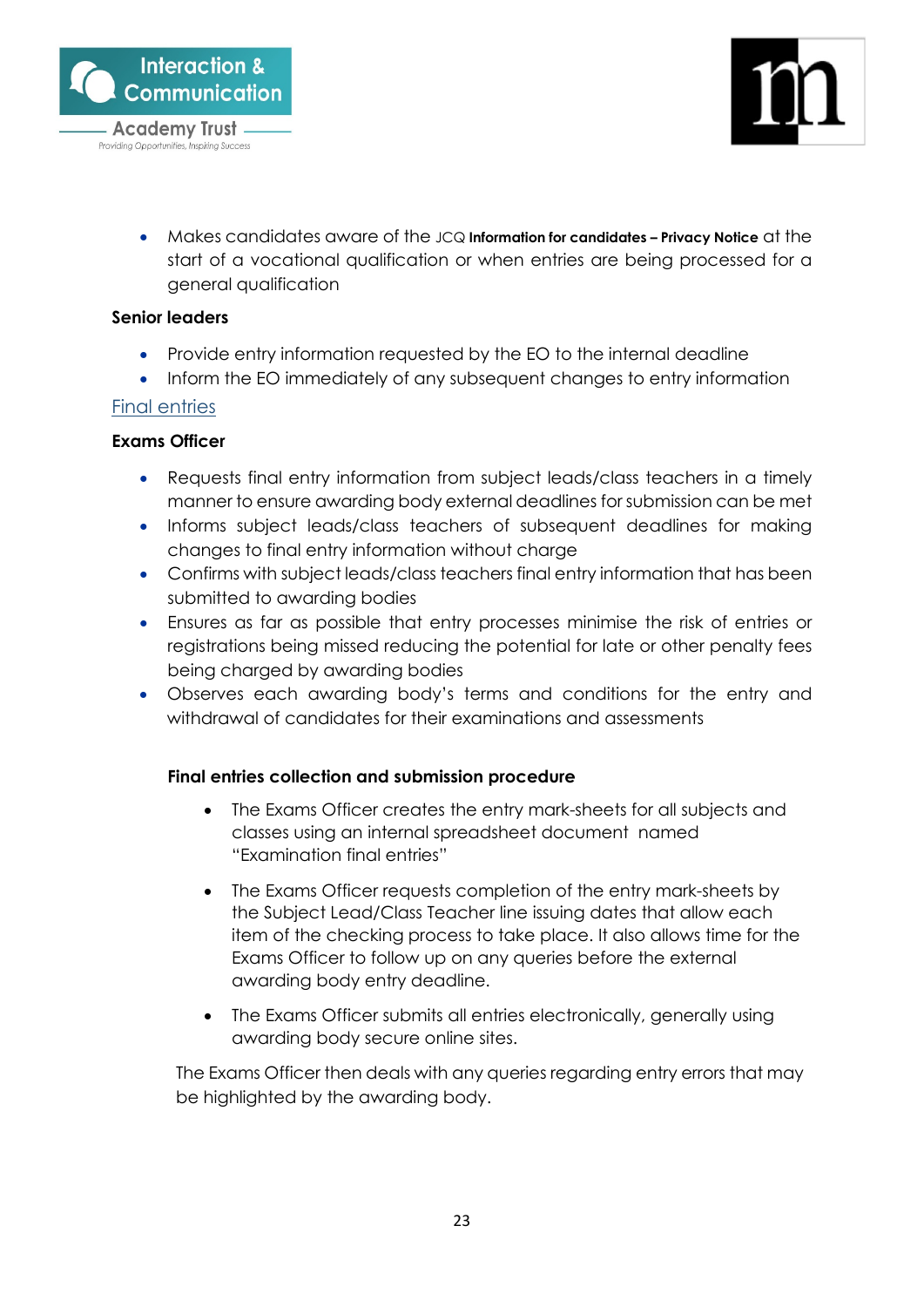- Makes candidates aware of the JCQ **Information for candidates – Privacy Notice** at the start of a vocational qualification or when entries are being processed for a general qualification

**Senior leaders**

- Provide entry information requested by the EO to the internal deadline
- Inform the EO immediately of any subsequent changes to entry information

## Final entries

**Exams Officer**

- Requests final entry information from subject leads/class teachers in a timely manner to ensure awarding body external deadlines for submission can be met
- Informs subject leads/class teachers of subsequent deadlines for making changes to final entry information without charge
- Confirms with subject leads/class teachers final entry information that has been submitted to awarding bodies
- Ensures as far as possible that entry processes minimise the risk of entries or registrations being missed reducing the potential for late or other penalty fees being charged by awarding bodies
- Observes each awarding body's terms and conditions for the entry and withdrawal of candidates for their examinations and assessments

**Final entries collection and submission procedure**

- The Exams Officer creates the entry mark-sheets for all subjects and classes using an internal spreadsheet document named "Examination final entries"
- The Exams Officer requests completion of the entry mark-sheets by the Subject Lead/Class Teacher line issuing dates that allow each item of the checking process to take place. It also allows time for the Exams Officer to follow up on any queries before the external awarding body entry deadline.
- The Exams Officer submits all entries electronically, generally using awarding body secure online sites.

The Exams Officer then deals with any queries regarding entry errors that may be highlighted by the awarding body.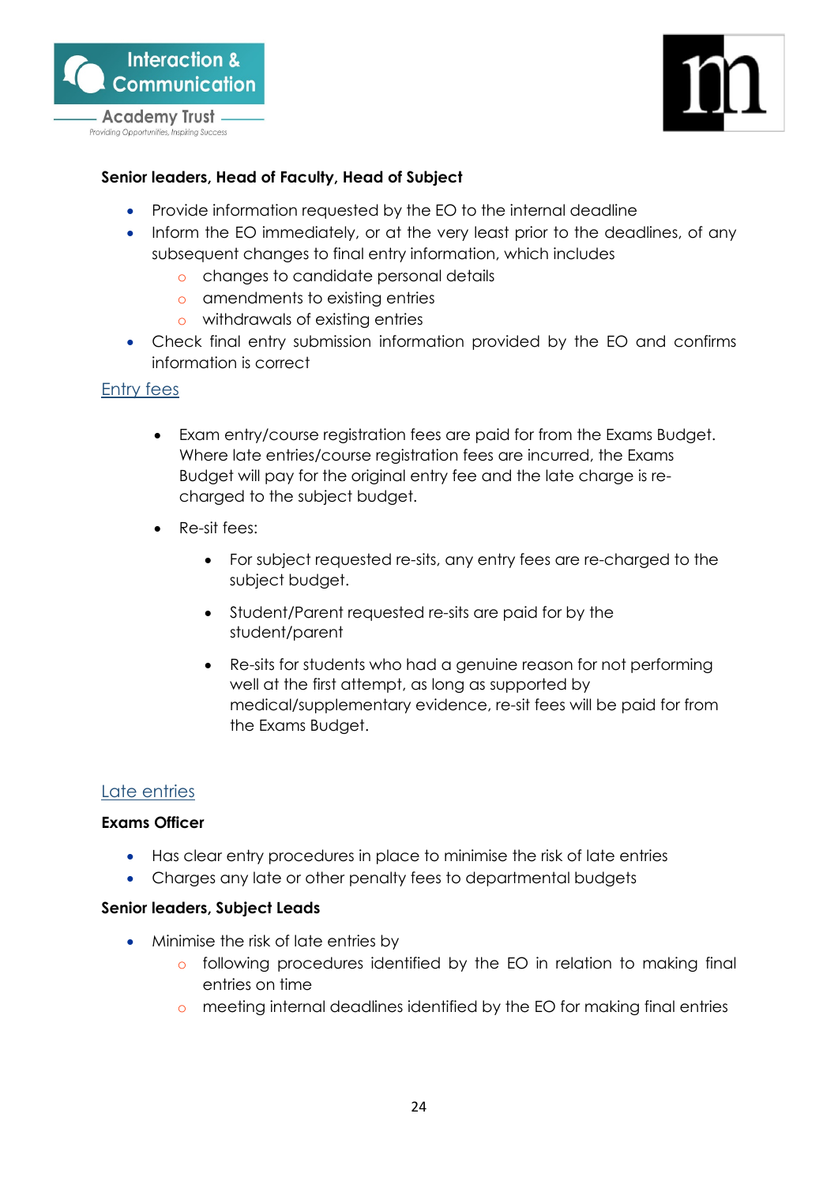**Senior leaders, Head of Faculty, Head of Subject**

- Provide information requested by the EO to the internal deadline
- Inform the EO immediately, or at the very least prior to the deadlines, of any subsequent changes to final entry information, which includes
  - changes to candidate personal details
  - amendments to existing entries
  - withdrawals of existing entries
- Check final entry submission information provided by the EO and confirms information is correct

## Entry fees

- Exam entry/course registration fees are paid for from the Exams Budget. Where late entries/course registration fees are incurred, the Exams Budget will pay for the original entry fee and the late charge is re-charged to the subject budget.
- Re-sit fees:
  - For subject requested re-sits, any entry fees are re-charged to the subject budget.
  - Student/Parent requested re-sits are paid for by the student/parent
  - Re-sits for students who had a genuine reason for not performing well at the first attempt, as long as supported by medical/supplementary evidence, re-sit fees will be paid for from the Exams Budget.

## Late entries

**Exams Officer**

- Has clear entry procedures in place to minimise the risk of late entries
- Charges any late or other penalty fees to departmental budgets

**Senior leaders, Subject Leads**

- Minimise the risk of late entries by
  - following procedures identified by the EO in relation to making final entries on time
  - meeting internal deadlines identified by the EO for making final entries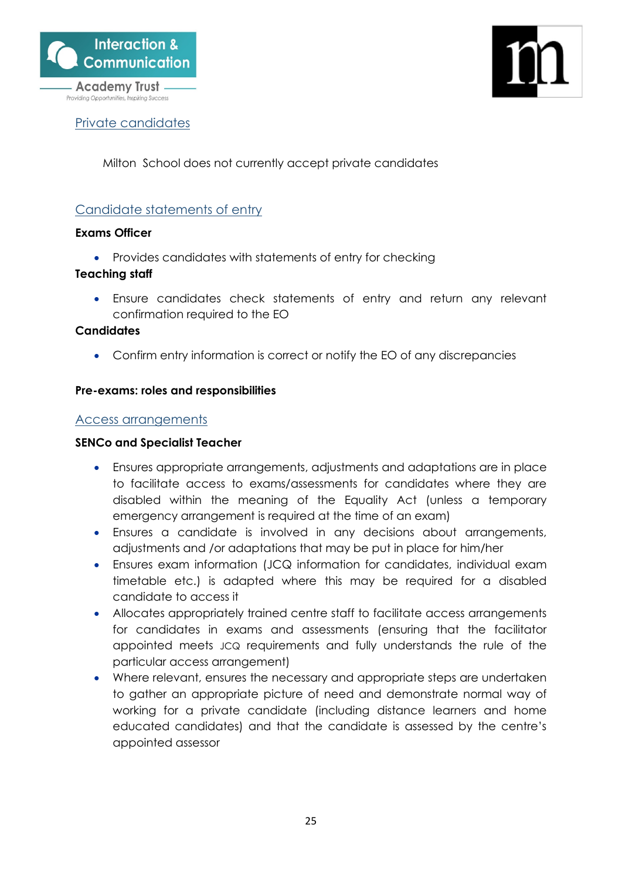## Private candidates

Milton School does not currently accept private candidates

## Candidate statements of entry

**Exams Officer**

- Provides candidates with statements of entry for checking

**Teaching staff**

- Ensure candidates check statements of entry and return any relevant confirmation required to the EO

**Candidates**

- Confirm entry information is correct or notify the EO of any discrepancies

**Pre-exams: roles and responsibilities**

## Access arrangements

**SENCo and Specialist Teacher**

- Ensures appropriate arrangements, adjustments and adaptations are in place to facilitate access to exams/assessments for candidates where they are disabled within the meaning of the Equality Act (unless a temporary emergency arrangement is required at the time of an exam)
- Ensures a candidate is involved in any decisions about arrangements, adjustments and /or adaptations that may be put in place for him/her
- Ensures exam information (JCQ information for candidates, individual exam timetable etc.) is adapted where this may be required for a disabled candidate to access it
- Allocates appropriately trained centre staff to facilitate access arrangements for candidates in exams and assessments (ensuring that the facilitator appointed meets JCQ requirements and fully understands the rule of the particular access arrangement)
- Where relevant, ensures the necessary and appropriate steps are undertaken to gather an appropriate picture of need and demonstrate normal way of working for a private candidate (including distance learners and home educated candidates) and that the candidate is assessed by the centre's appointed assessor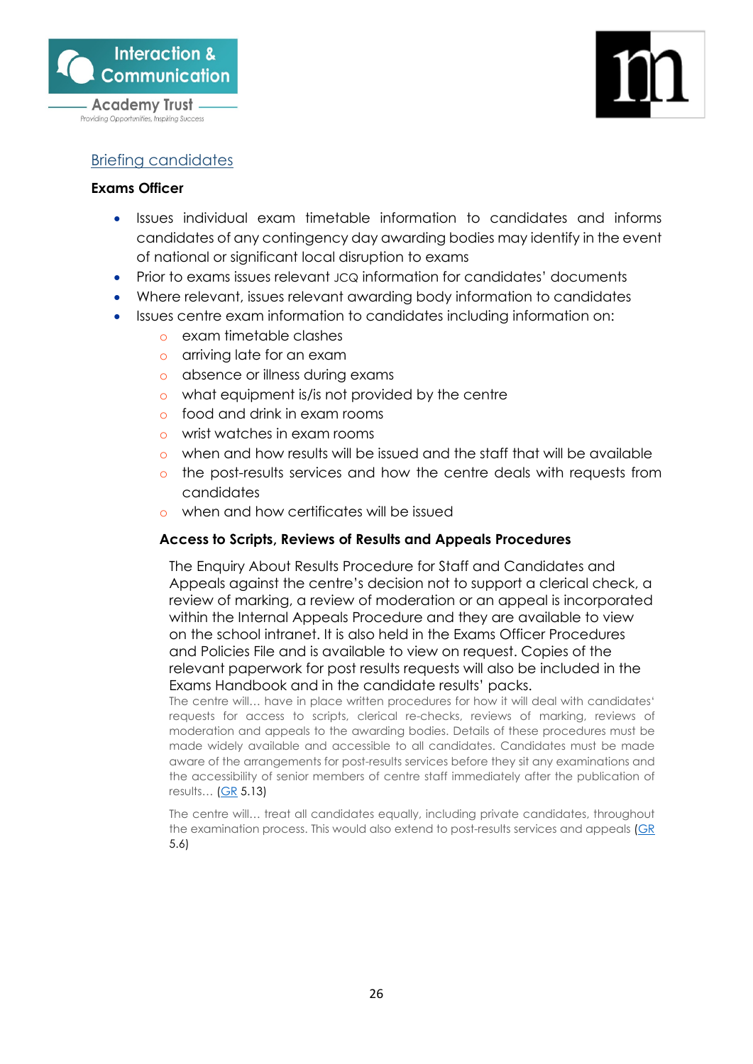## Briefing candidates

**Exams Officer**

- Issues individual exam timetable information to candidates and informs candidates of any contingency day awarding bodies may identify in the event of national or significant local disruption to exams
- Prior to exams issues relevant JCQ information for candidates' documents
- Where relevant, issues relevant awarding body information to candidates
- Issues centre exam information to candidates including information on:
    - exam timetable clashes
    - arriving late for an exam
    - absence or illness during exams
    - what equipment is/is not provided by the centre
    - food and drink in exam rooms
    - wrist watches in exam rooms
    - when and how results will be issued and the staff that will be available
    - the post-results services and how the centre deals with requests from candidates
    - when and how certificates will be issued

**Access to Scripts, Reviews of Results and Appeals Procedures**

The Enquiry About Results Procedure for Staff and Candidates and Appeals against the centre's decision not to support a clerical check, a review of marking, a review of moderation or an appeal is incorporated within the Internal Appeals Procedure and they are available to view on the school intranet. It is also held in the Exams Officer Procedures and Policies File and is available to view on request. Copies of the relevant paperwork for post results requests will also be included in the Exams Handbook and in the candidate results' packs.

The centre will… have in place written procedures for how it will deal with candidates' requests for access to scripts, clerical re-checks, reviews of marking, reviews of moderation and appeals to the awarding bodies. Details of these procedures must be made widely available and accessible to all candidates. Candidates must be made aware of the arrangements for post-results services before they sit any examinations and the accessibility of senior members of centre staff immediately after the publication of results… (GR 5.13)

The centre will… treat all candidates equally, including private candidates, throughout the examination process. This would also extend to post-results services and appeals (GR 5.6)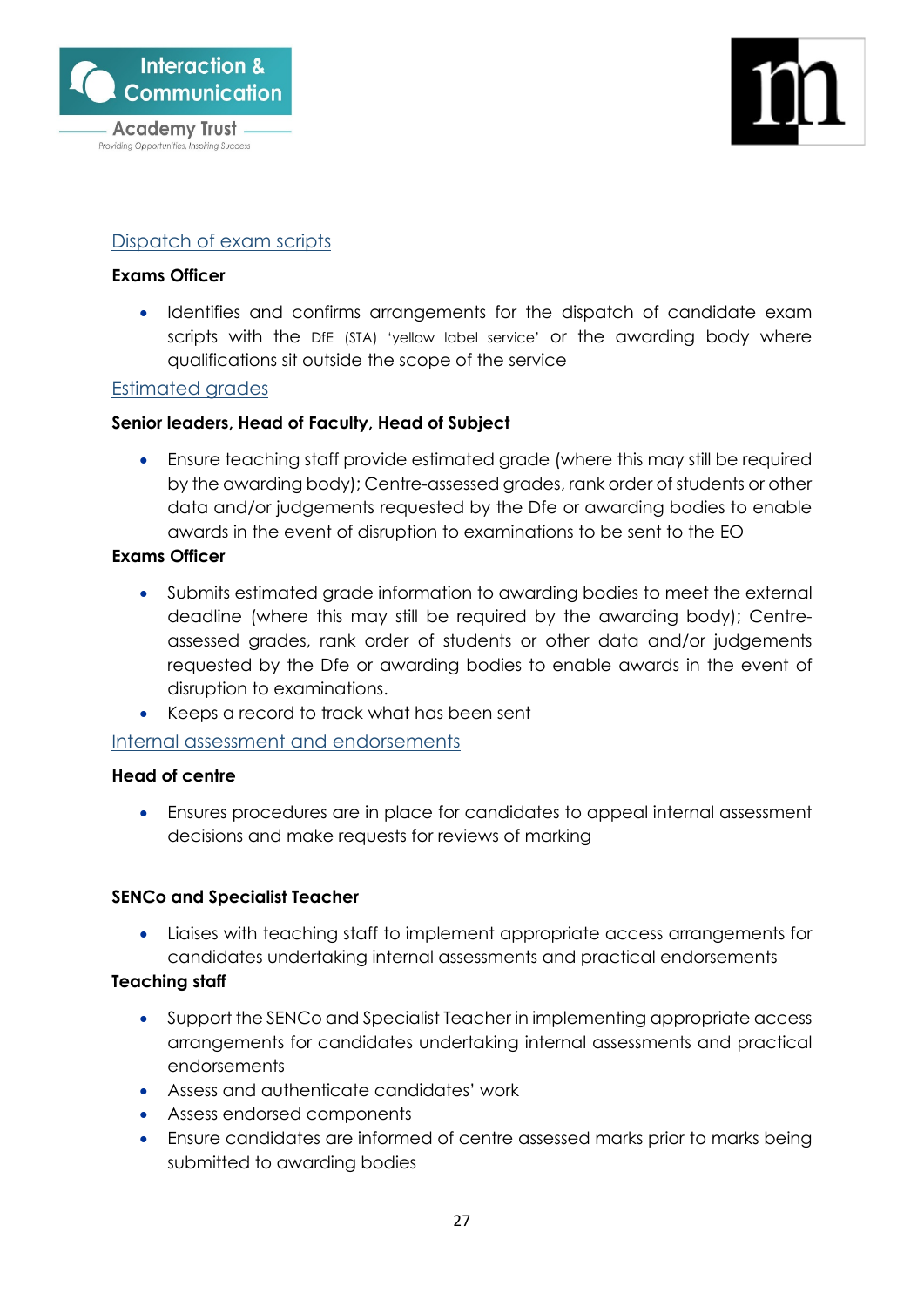## Dispatch of exam scripts

**Exams Officer**

- Identifies and confirms arrangements for the dispatch of candidate exam scripts with the DfE (STA) 'yellow label service' or the awarding body where qualifications sit outside the scope of the service

## Estimated grades

**Senior leaders, Head of Faculty, Head of Subject**

- Ensure teaching staff provide estimated grade (where this may still be required by the awarding body); Centre-assessed grades, rank order of students or other data and/or judgements requested by the Dfe or awarding bodies to enable awards in the event of disruption to examinations to be sent to the EO

**Exams Officer**

- Submits estimated grade information to awarding bodies to meet the external deadline (where this may still be required by the awarding body); Centre-assessed grades, rank order of students or other data and/or judgements requested by the Dfe or awarding bodies to enable awards in the event of disruption to examinations.
- Keeps a record to track what has been sent

## Internal assessment and endorsements

**Head of centre**

- Ensures procedures are in place for candidates to appeal internal assessment decisions and make requests for reviews of marking

**SENCo and Specialist Teacher**

- Liaises with teaching staff to implement appropriate access arrangements for candidates undertaking internal assessments and practical endorsements

**Teaching staff**

- Support the SENCo and Specialist Teacher in implementing appropriate access arrangements for candidates undertaking internal assessments and practical endorsements
- Assess and authenticate candidates' work
- Assess endorsed components
- Ensure candidates are informed of centre assessed marks prior to marks being submitted to awarding bodies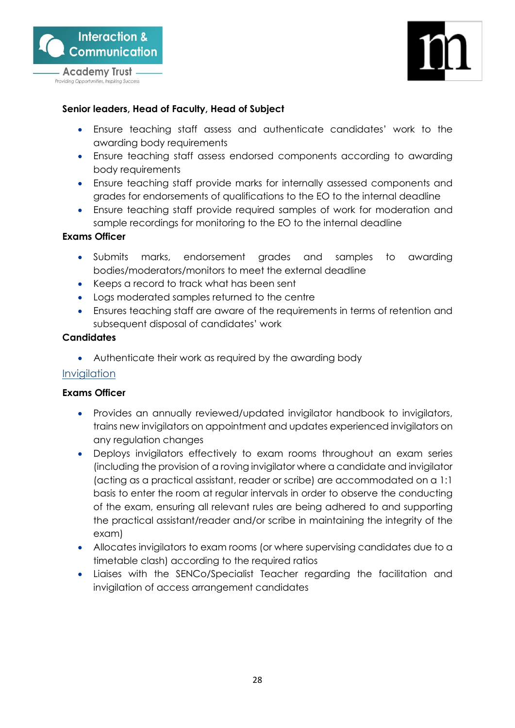**Senior leaders, Head of Faculty, Head of Subject**

- Ensure teaching staff assess and authenticate candidates' work to the awarding body requirements
- Ensure teaching staff assess endorsed components according to awarding body requirements
- Ensure teaching staff provide marks for internally assessed components and grades for endorsements of qualifications to the EO to the internal deadline
- Ensure teaching staff provide required samples of work for moderation and sample recordings for monitoring to the EO to the internal deadline

**Exams Officer**

- Submits marks, endorsement grades and samples to awarding bodies/moderators/monitors to meet the external deadline
- Keeps a record to track what has been sent
- Logs moderated samples returned to the centre
- Ensures teaching staff are aware of the requirements in terms of retention and subsequent disposal of candidates' work

**Candidates**

- Authenticate their work as required by the awarding body

## Invigilation

**Exams Officer**

- Provides an annually reviewed/updated invigilator handbook to invigilators, trains new invigilators on appointment and updates experienced invigilators on any regulation changes
- Deploys invigilators effectively to exam rooms throughout an exam series (including the provision of a roving invigilator where a candidate and invigilator (acting as a practical assistant, reader or scribe) are accommodated on a 1:1 basis to enter the room at regular intervals in order to observe the conducting of the exam, ensuring all relevant rules are being adhered to and supporting the practical assistant/reader and/or scribe in maintaining the integrity of the exam)
- Allocates invigilators to exam rooms (or where supervising candidates due to a timetable clash) according to the required ratios
- Liaises with the SENCo/Specialist Teacher regarding the facilitation and invigilation of access arrangement candidates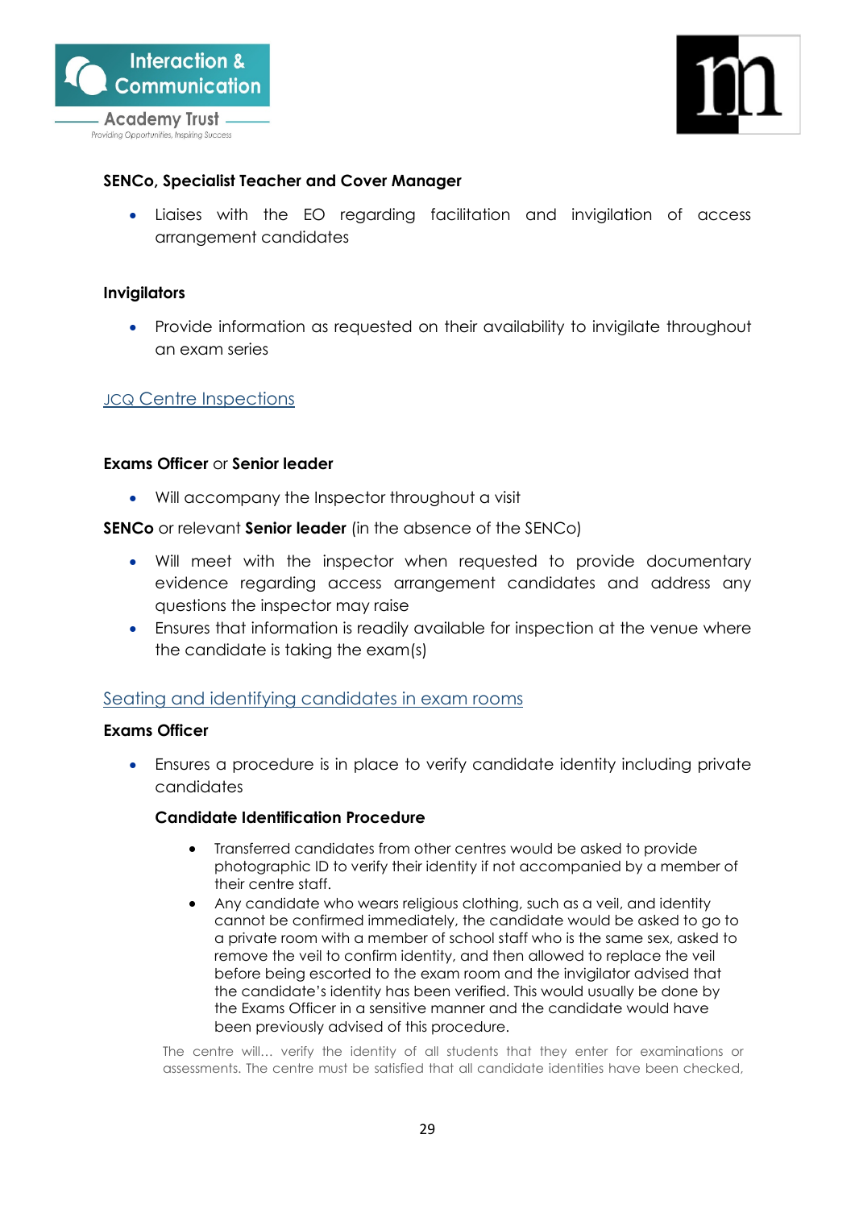**SENCo, Specialist Teacher and Cover Manager**

- Liaises with the EO regarding facilitation and invigilation of access arrangement candidates

**Invigilators**

- Provide information as requested on their availability to invigilate throughout an exam series

## JCQ Centre Inspections

**Exams Officer** or **Senior leader**

- Will accompany the Inspector throughout a visit

**SENCo** or relevant **Senior leader** (in the absence of the SENCo)

- Will meet with the inspector when requested to provide documentary evidence regarding access arrangement candidates and address any questions the inspector may raise
- Ensures that information is readily available for inspection at the venue where the candidate is taking the exam(s)

## Seating and identifying candidates in exam rooms

**Exams Officer**

- Ensures a procedure is in place to verify candidate identity including private candidates

  **Candidate Identification Procedure**

  - Transferred candidates from other centres would be asked to provide photographic ID to verify their identity if not accompanied by a member of their centre staff.
  - Any candidate who wears religious clothing, such as a veil, and identity cannot be confirmed immediately, the candidate would be asked to go to a private room with a member of school staff who is the same sex, asked to remove the veil to confirm identity, and then allowed to replace the veil before being escorted to the exam room and the invigilator advised that the candidate's identity has been verified. This would usually be done by the Exams Officer in a sensitive manner and the candidate would have been previously advised of this procedure.

  The centre will... verify the identity of all students that they enter for examinations or assessments. The centre must be satisfied that all candidate identities have been checked,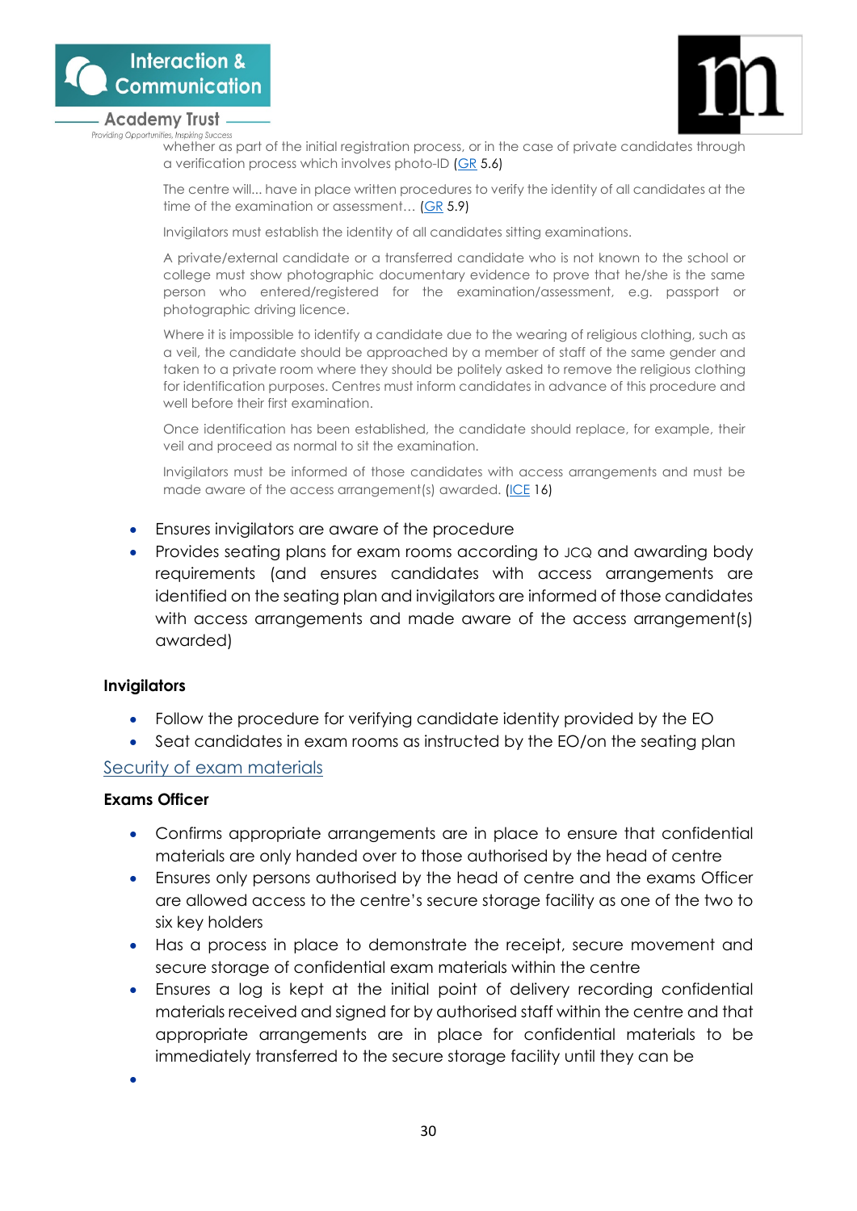whether as part of the initial registration process, or in the case of private candidates through a verification process which involves photo-ID (GR 5.6)

The centre will... have in place written procedures to verify the identity of all candidates at the time of the examination or assessment… (GR 5.9)

Invigilators must establish the identity of all candidates sitting examinations.

A private/external candidate or a transferred candidate who is not known to the school or college must show photographic documentary evidence to prove that he/she is the same person who entered/registered for the examination/assessment, e.g. passport or photographic driving licence.

Where it is impossible to identify a candidate due to the wearing of religious clothing, such as a veil, the candidate should be approached by a member of staff of the same gender and taken to a private room where they should be politely asked to remove the religious clothing for identification purposes. Centres must inform candidates in advance of this procedure and well before their first examination.

Once identification has been established, the candidate should replace, for example, their veil and proceed as normal to sit the examination.

Invigilators must be informed of those candidates with access arrangements and must be made aware of the access arrangement(s) awarded. (ICE 16)

- Ensures invigilators are aware of the procedure
- Provides seating plans for exam rooms according to JCQ and awarding body requirements (and ensures candidates with access arrangements are identified on the seating plan and invigilators are informed of those candidates with access arrangements and made aware of the access arrangement(s) awarded)

**Invigilators**

- Follow the procedure for verifying candidate identity provided by the EO
- Seat candidates in exam rooms as instructed by the EO/on the seating plan

## Security of exam materials

**Exams Officer**

- Confirms appropriate arrangements are in place to ensure that confidential materials are only handed over to those authorised by the head of centre
- Ensures only persons authorised by the head of centre and the exams Officer are allowed access to the centre's secure storage facility as one of the two to six key holders
- Has a process in place to demonstrate the receipt, secure movement and secure storage of confidential exam materials within the centre
- Ensures a log is kept at the initial point of delivery recording confidential materials received and signed for by authorised staff within the centre and that appropriate arrangements are in place for confidential materials to be immediately transferred to the secure storage facility until they can be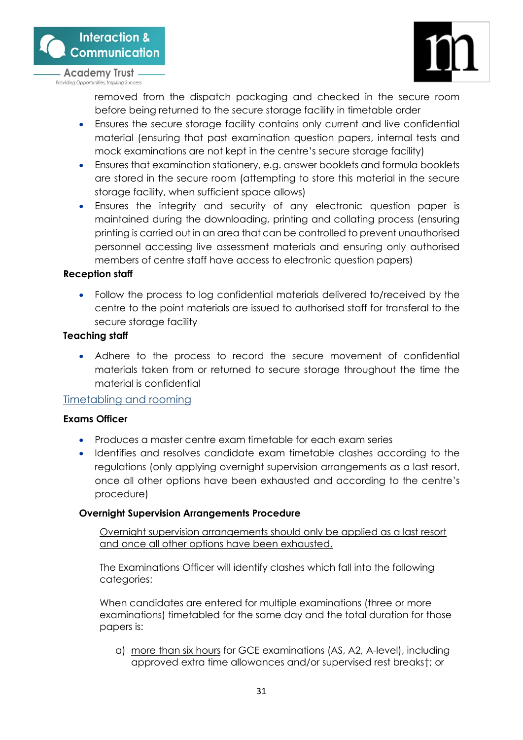removed from the dispatch packaging and checked in the secure room before being returned to the secure storage facility in timetable order

- Ensures the secure storage facility contains only current and live confidential material (ensuring that past examination question papers, internal tests and mock examinations are not kept in the centre's secure storage facility)
- Ensures that examination stationery, e.g. answer booklets and formula booklets are stored in the secure room (attempting to store this material in the secure storage facility, when sufficient space allows)
- Ensures the integrity and security of any electronic question paper is maintained during the downloading, printing and collating process (ensuring printing is carried out in an area that can be controlled to prevent unauthorised personnel accessing live assessment materials and ensuring only authorised members of centre staff have access to electronic question papers)

**Reception staff**

- Follow the process to log confidential materials delivered to/received by the centre to the point materials are issued to authorised staff for transferal to the secure storage facility

**Teaching staff**

- Adhere to the process to record the secure movement of confidential materials taken from or returned to secure storage throughout the time the material is confidential

## Timetabling and rooming

**Exams Officer**

- Produces a master centre exam timetable for each exam series
- Identifies and resolves candidate exam timetable clashes according to the regulations (only applying overnight supervision arrangements as a last resort, once all other options have been exhausted and according to the centre's procedure)

**Overnight Supervision Arrangements Procedure**

<u>Overnight supervision arrangements should only be applied as a last resort and once all other options have been exhausted.</u>

The Examinations Officer will identify clashes which fall into the following categories:

When candidates are entered for multiple examinations (three or more examinations) timetabled for the same day and the total duration for those papers is:

a) <u>more than six hours</u> for GCE examinations (AS, A2, A-level), including approved extra time allowances and/or supervised rest breaks†; or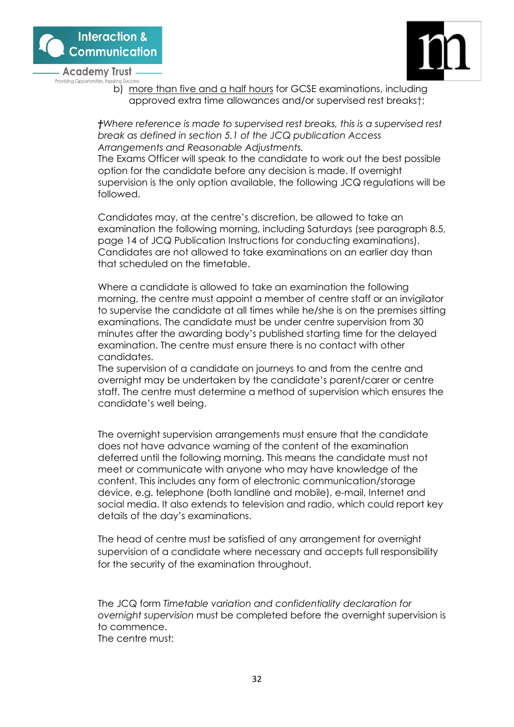b) more than five and a half hours for GCSE examinations, including approved extra time allowances and/or supervised rest breaks†;

*†Where reference is made to supervised rest breaks, this is a supervised rest break as defined in section 5.1 of the JCQ publication Access Arrangements and Reasonable Adjustments.*
The Exams Officer will speak to the candidate to work out the best possible option for the candidate before any decision is made. If overnight supervision is the only option available, the following JCQ regulations will be followed.

Candidates may, at the centre's discretion, be allowed to take an examination the following morning, including Saturdays (see paragraph 8.5, page 14 of JCQ Publication Instructions for conducting examinations). Candidates are not allowed to take examinations on an earlier day than that scheduled on the timetable.

Where a candidate is allowed to take an examination the following morning, the centre must appoint a member of centre staff or an invigilator to supervise the candidate at all times while he/she is on the premises sitting examinations. The candidate must be under centre supervision from 30 minutes after the awarding body's published starting time for the delayed examination. The centre must ensure there is no contact with other candidates.
The supervision of a candidate on journeys to and from the centre and overnight may be undertaken by the candidate's parent/carer or centre staff. The centre must determine a method of supervision which ensures the candidate's well being.

The overnight supervision arrangements must ensure that the candidate does not have advance warning of the content of the examination deferred until the following morning. This means the candidate must not meet or communicate with anyone who may have knowledge of the content. This includes any form of electronic communication/storage device, e.g. telephone (both landline and mobile), e-mail, Internet and social media. It also extends to television and radio, which could report key details of the day's examinations.

The head of centre must be satisfied of any arrangement for overnight supervision of a candidate where necessary and accepts full responsibility for the security of the examination throughout.

The JCQ form *Timetable variation and confidentiality declaration for overnight supervision* must be completed before the overnight supervision is to commence.
The centre must: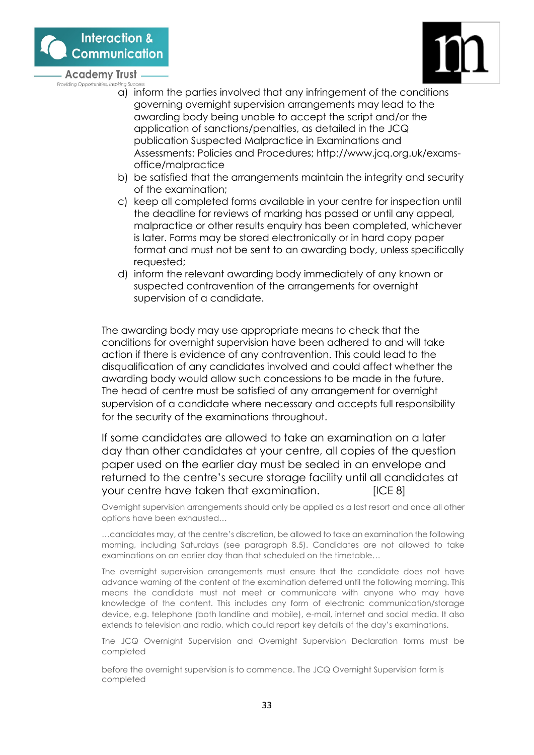a) inform the parties involved that any infringement of the conditions governing overnight supervision arrangements may lead to the awarding body being unable to accept the script and/or the application of sanctions/penalties, as detailed in the JCQ publication Suspected Malpractice in Examinations and Assessments: Policies and Procedures; http://www.jcq.org.uk/exams-office/malpractice
b) be satisfied that the arrangements maintain the integrity and security of the examination;
c) keep all completed forms available in your centre for inspection until the deadline for reviews of marking has passed or until any appeal, malpractice or other results enquiry has been completed, whichever is later. Forms may be stored electronically or in hard copy paper format and must not be sent to an awarding body, unless specifically requested;
d) inform the relevant awarding body immediately of any known or suspected contravention of the arrangements for overnight supervision of a candidate.

The awarding body may use appropriate means to check that the conditions for overnight supervision have been adhered to and will take action if there is evidence of any contravention. This could lead to the disqualification of any candidates involved and could affect whether the awarding body would allow such concessions to be made in the future. The head of centre must be satisfied of any arrangement for overnight supervision of a candidate where necessary and accepts full responsibility for the security of the examinations throughout.

If some candidates are allowed to take an examination on a later day than other candidates at your centre, all copies of the question paper used on the earlier day must be sealed in an envelope and returned to the centre's secure storage facility until all candidates at your centre have taken that examination. [ICE 8]

Overnight supervision arrangements should only be applied as a last resort and once all other options have been exhausted…

…candidates may, at the centre's discretion, be allowed to take an examination the following morning, including Saturdays (see paragraph 8.5). Candidates are not allowed to take examinations on an earlier day than that scheduled on the timetable…

The overnight supervision arrangements must ensure that the candidate does not have advance warning of the content of the examination deferred until the following morning. This means the candidate must not meet or communicate with anyone who may have knowledge of the content. This includes any form of electronic communication/storage device, e.g. telephone (both landline and mobile), e-mail, internet and social media. It also extends to television and radio, which could report key details of the day's examinations.

The JCQ Overnight Supervision and Overnight Supervision Declaration forms must be completed

before the overnight supervision is to commence. The JCQ Overnight Supervision form is completed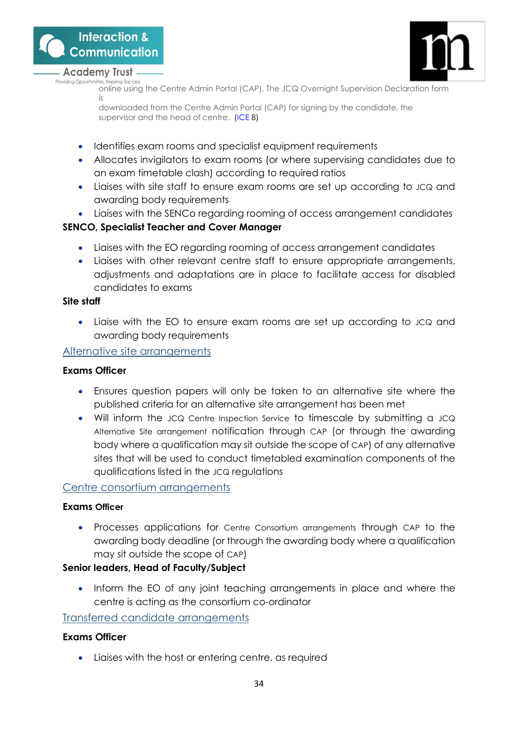online using the Centre Admin Portal (CAP). The JCQ Overnight Supervision Declaration form is
downloaded from the Centre Admin Portal (CAP) for signing by the candidate, the supervisor and the head of centre. (ICE 8)

- Identifies exam rooms and specialist equipment requirements
- Allocates invigilators to exam rooms (or where supervising candidates due to an exam timetable clash) according to required ratios
- Liaises with site staff to ensure exam rooms are set up according to JCQ and awarding body requirements
- Liaises with the SENCo regarding rooming of access arrangement candidates

**SENCO, Specialist Teacher and Cover Manager**

- Liaises with the EO regarding rooming of access arrangement candidates
- Liaises with other relevant centre staff to ensure appropriate arrangements, adjustments and adaptations are in place to facilitate access for disabled candidates to exams

**Site staff**

- Liaise with the EO to ensure exam rooms are set up according to JCQ and awarding body requirements

## Alternative site arrangements

**Exams Officer**

- Ensures question papers will only be taken to an alternative site where the published criteria for an alternative site arrangement has been met
- Will inform the JCQ Centre Inspection Service to timescale by submitting a JCQ Alternative Site arrangement notification through CAP (or through the awarding body where a qualification may sit outside the scope of CAP) of any alternative sites that will be used to conduct timetabled examination components of the qualifications listed in the JCQ regulations

## Centre consortium arrangements

**Exams Officer**

- Processes applications for Centre Consortium arrangements through CAP to the awarding body deadline (or through the awarding body where a qualification may sit outside the scope of CAP)

**Senior leaders, Head of Faculty/Subject**

- Inform the EO of any joint teaching arrangements in place and where the centre is acting as the consortium co-ordinator

## Transferred candidate arrangements

**Exams Officer**

- Liaises with the host or entering centre, as required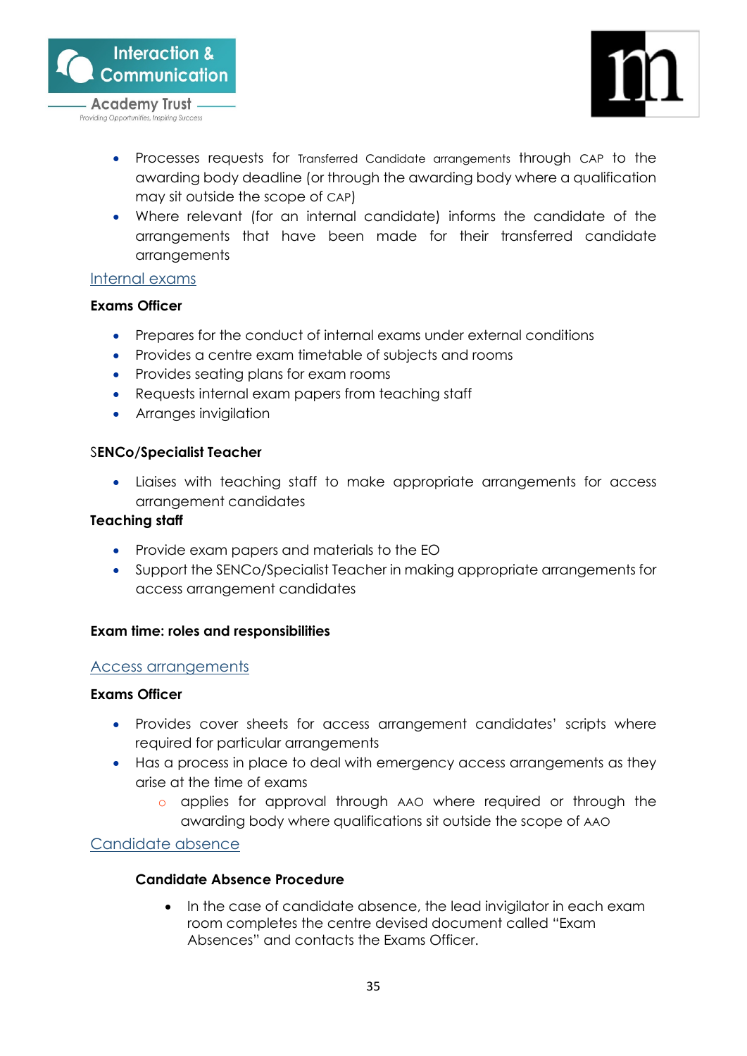- Processes requests for Transferred Candidate arrangements through CAP to the awarding body deadline (or through the awarding body where a qualification may sit outside the scope of CAP)
- Where relevant (for an internal candidate) informs the candidate of the arrangements that have been made for their transferred candidate arrangements

Internal exams

**Exams Officer**

- Prepares for the conduct of internal exams under external conditions
- Provides a centre exam timetable of subjects and rooms
- Provides seating plans for exam rooms
- Requests internal exam papers from teaching staff
- Arranges invigilation

**SENCo/Specialist Teacher**

- Liaises with teaching staff to make appropriate arrangements for access arrangement candidates

**Teaching staff**

- Provide exam papers and materials to the EO
- Support the SENCo/Specialist Teacher in making appropriate arrangements for access arrangement candidates

**Exam time: roles and responsibilities**

Access arrangements

**Exams Officer**

- Provides cover sheets for access arrangement candidates' scripts where required for particular arrangements
- Has a process in place to deal with emergency access arrangements as they arise at the time of exams
  - applies for approval through AAO where required or through the awarding body where qualifications sit outside the scope of AAO

Candidate absence

**Candidate Absence Procedure**

- In the case of candidate absence, the lead invigilator in each exam room completes the centre devised document called "Exam Absences" and contacts the Exams Officer.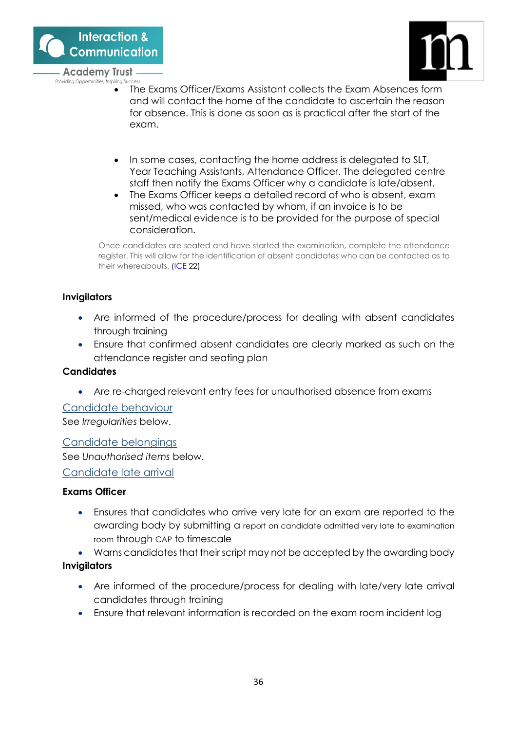- The Exams Officer/Exams Assistant collects the Exam Absences form and will contact the home of the candidate to ascertain the reason for absence. This is done as soon as is practical after the start of the exam.

- In some cases, contacting the home address is delegated to SLT, Year Teaching Assistants, Attendance Officer. The delegated centre staff then notify the Exams Officer why a candidate is late/absent.
- The Exams Officer keeps a detailed record of who is absent, exam missed, who was contacted by whom, if an invoice is to be sent/medical evidence is to be provided for the purpose of special consideration.

Once candidates are seated and have started the examination, complete the attendance register. This will allow for the identification of absent candidates who can be contacted as to their whereabouts. (ICE 22)

**Invigilators**

- Are informed of the procedure/process for dealing with absent candidates through training
- Ensure that confirmed absent candidates are clearly marked as such on the attendance register and seating plan

**Candidates**

- Are re-charged relevant entry fees for unauthorised absence from exams

## Candidate behaviour

See *Irregularities* below.

## Candidate belongings

See *Unauthorised items* below.

## Candidate late arrival

**Exams Officer**

- Ensures that candidates who arrive very late for an exam are reported to the awarding body by submitting a report on candidate admitted very late to examination room through CAP to timescale
- Warns candidates that their script may not be accepted by the awarding body

**Invigilators**

- Are informed of the procedure/process for dealing with late/very late arrival candidates through training
- Ensure that relevant information is recorded on the exam room incident log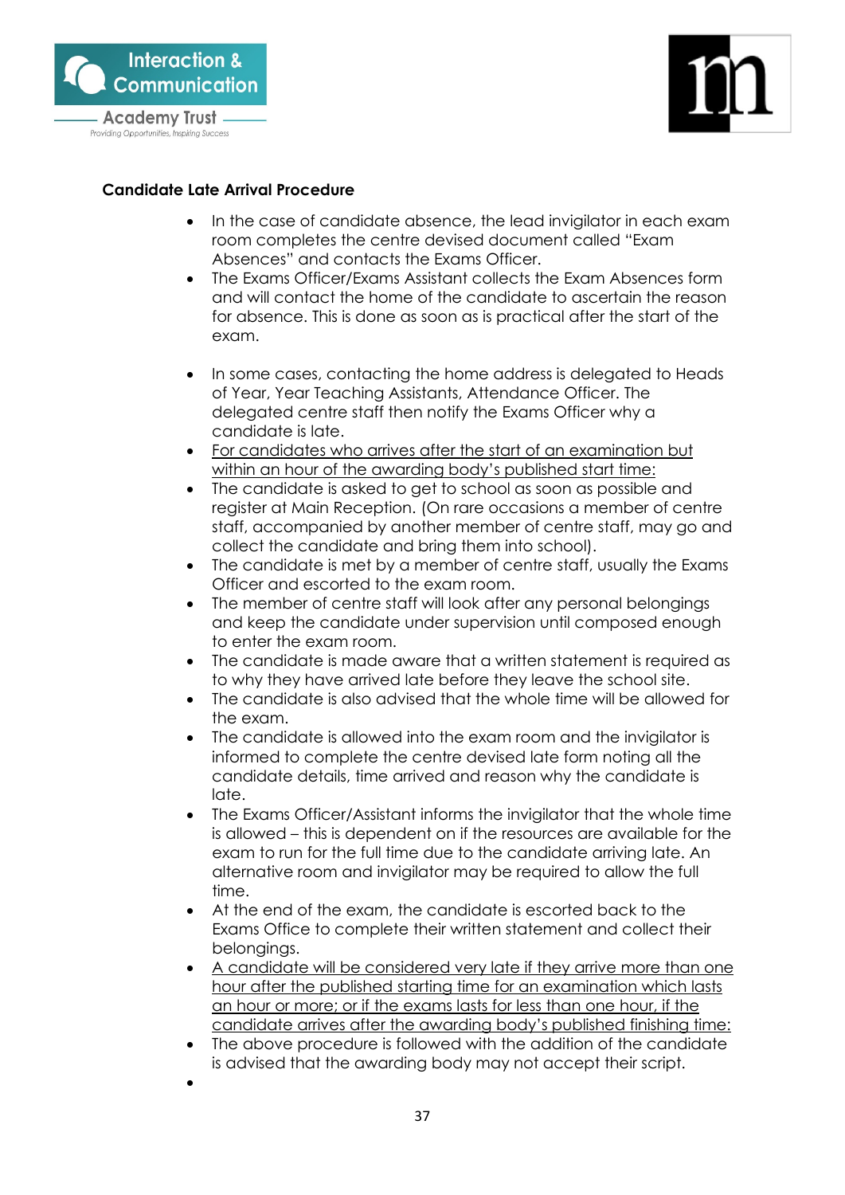**Candidate Late Arrival Procedure**

- In the case of candidate absence, the lead invigilator in each exam room completes the centre devised document called "Exam Absences" and contacts the Exams Officer.
- The Exams Officer/Exams Assistant collects the Exam Absences form and will contact the home of the candidate to ascertain the reason for absence. This is done as soon as is practical after the start of the exam.

- In some cases, contacting the home address is delegated to Heads of Year, Year Teaching Assistants, Attendance Officer. The delegated centre staff then notify the Exams Officer why a candidate is late.
- <u>For candidates who arrives after the start of an examination but within an hour of the awarding body's published start time:</u>
- The candidate is asked to get to school as soon as possible and register at Main Reception. (On rare occasions a member of centre staff, accompanied by another member of centre staff, may go and collect the candidate and bring them into school).
- The candidate is met by a member of centre staff, usually the Exams Officer and escorted to the exam room.
- The member of centre staff will look after any personal belongings and keep the candidate under supervision until composed enough to enter the exam room.
- The candidate is made aware that a written statement is required as to why they have arrived late before they leave the school site.
- The candidate is also advised that the whole time will be allowed for the exam.
- The candidate is allowed into the exam room and the invigilator is informed to complete the centre devised late form noting all the candidate details, time arrived and reason why the candidate is late.
- The Exams Officer/Assistant informs the invigilator that the whole time is allowed – this is dependent on if the resources are available for the exam to run for the full time due to the candidate arriving late. An alternative room and invigilator may be required to allow the full time.
- At the end of the exam, the candidate is escorted back to the Exams Office to complete their written statement and collect their belongings.
- <u>A candidate will be considered very late if they arrive more than one hour after the published starting time for an examination which lasts an hour or more; or if the exams lasts for less than one hour, if the candidate arrives after the awarding body's published finishing time:</u>
- The above procedure is followed with the addition of the candidate is advised that the awarding body may not accept their script.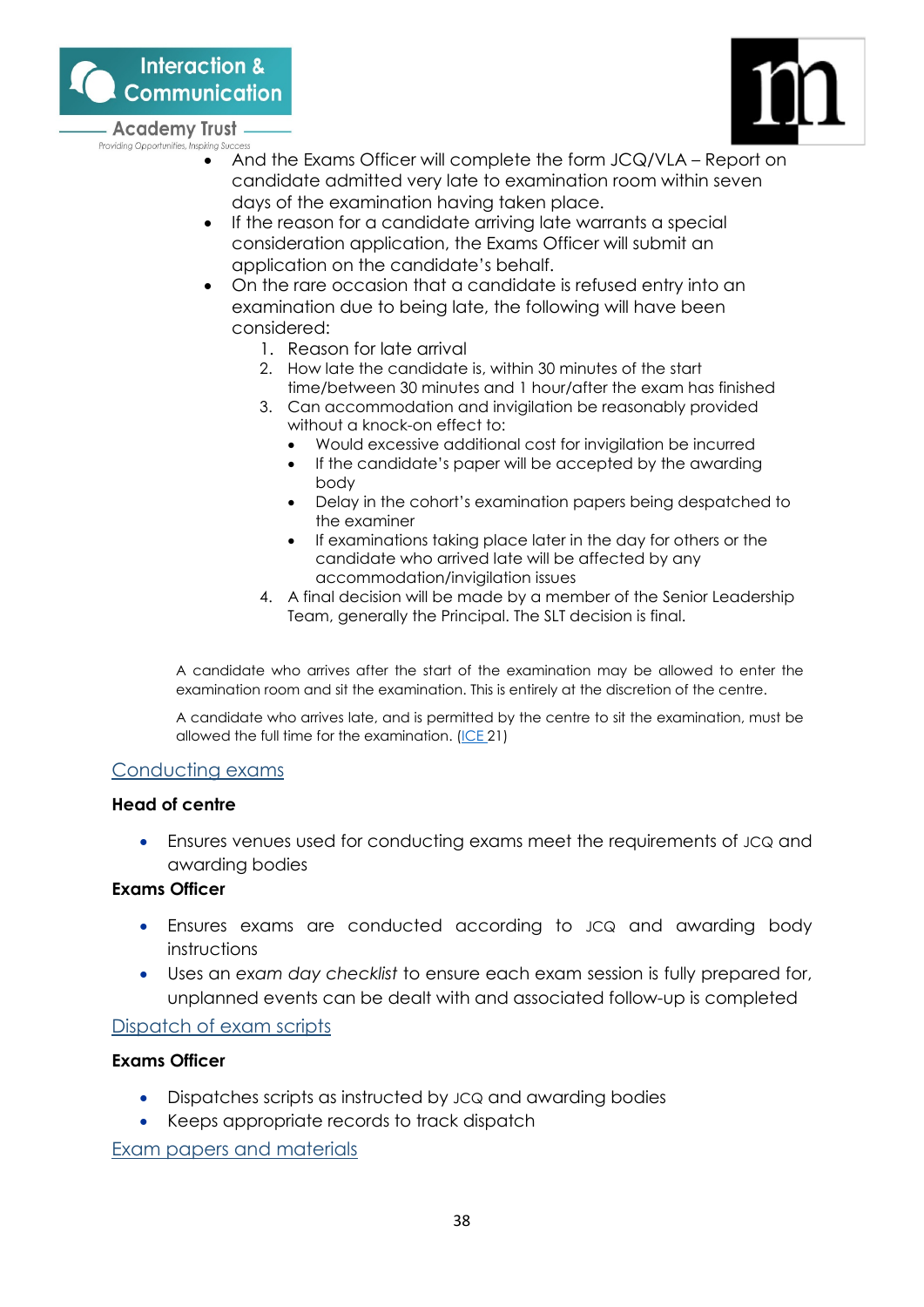- And the Exams Officer will complete the form JCQ/VLA – Report on candidate admitted very late to examination room within seven days of the examination having taken place.
- If the reason for a candidate arriving late warrants a special consideration application, the Exams Officer will submit an application on the candidate's behalf.
- On the rare occasion that a candidate is refused entry into an examination due to being late, the following will have been considered:
  1. Reason for late arrival
  2. How late the candidate is, within 30 minutes of the start time/between 30 minutes and 1 hour/after the exam has finished
  3. Can accommodation and invigilation be reasonably provided without a knock-on effect to:
     - Would excessive additional cost for invigilation be incurred
     - If the candidate's paper will be accepted by the awarding body
     - Delay in the cohort's examination papers being despatched to the examiner
     - If examinations taking place later in the day for others or the candidate who arrived late will be affected by any accommodation/invigilation issues
  4. A final decision will be made by a member of the Senior Leadership Team, generally the Principal. The SLT decision is final.

A candidate who arrives after the start of the examination may be allowed to enter the examination room and sit the examination. This is entirely at the discretion of the centre.

A candidate who arrives late, and is permitted by the centre to sit the examination, must be allowed the full time for the examination. (ICE 21)

## Conducting exams

**Head of centre**

- Ensures venues used for conducting exams meet the requirements of JCQ and awarding bodies

**Exams Officer**

- Ensures exams are conducted according to JCQ and awarding body instructions
- Uses an *exam day checklist* to ensure each exam session is fully prepared for, unplanned events can be dealt with and associated follow-up is completed

## Dispatch of exam scripts

**Exams Officer**

- Dispatches scripts as instructed by JCQ and awarding bodies
- Keeps appropriate records to track dispatch

## Exam papers and materials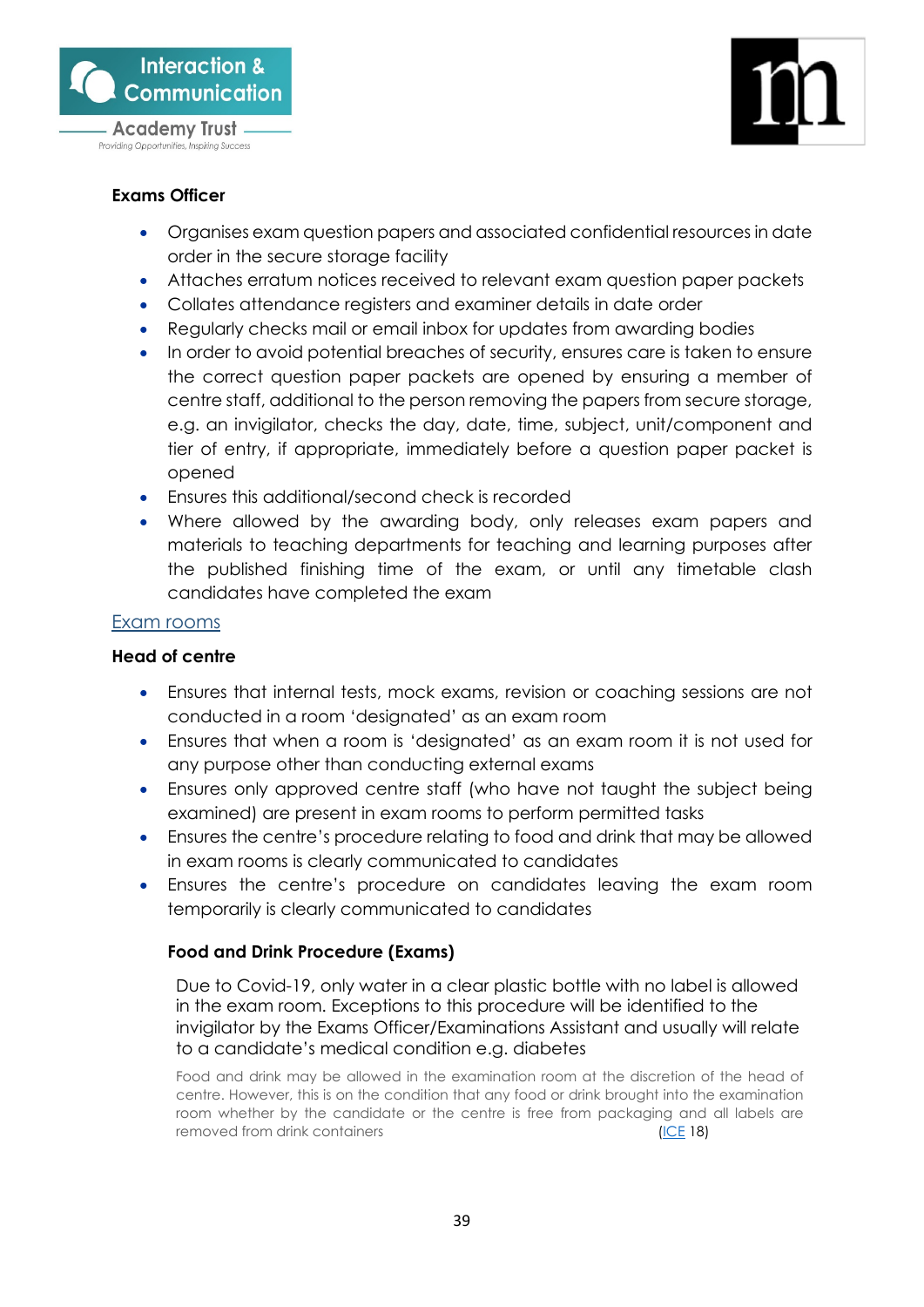**Exams Officer**

- Organises exam question papers and associated confidential resources in date order in the secure storage facility
- Attaches erratum notices received to relevant exam question paper packets
- Collates attendance registers and examiner details in date order
- Regularly checks mail or email inbox for updates from awarding bodies
- In order to avoid potential breaches of security, ensures care is taken to ensure the correct question paper packets are opened by ensuring a member of centre staff, additional to the person removing the papers from secure storage, e.g. an invigilator, checks the day, date, time, subject, unit/component and tier of entry, if appropriate, immediately before a question paper packet is opened
- Ensures this additional/second check is recorded
- Where allowed by the awarding body, only releases exam papers and materials to teaching departments for teaching and learning purposes after the published finishing time of the exam, or until any timetable clash candidates have completed the exam

## Exam rooms

**Head of centre**

- Ensures that internal tests, mock exams, revision or coaching sessions are not conducted in a room 'designated' as an exam room
- Ensures that when a room is 'designated' as an exam room it is not used for any purpose other than conducting external exams
- Ensures only approved centre staff (who have not taught the subject being examined) are present in exam rooms to perform permitted tasks
- Ensures the centre's procedure relating to food and drink that may be allowed in exam rooms is clearly communicated to candidates
- Ensures the centre's procedure on candidates leaving the exam room temporarily is clearly communicated to candidates

**Food and Drink Procedure (Exams)**

Due to Covid-19, only water in a clear plastic bottle with no label is allowed in the exam room. Exceptions to this procedure will be identified to the invigilator by the Exams Officer/Examinations Assistant and usually will relate to a candidate's medical condition e.g. diabetes

Food and drink may be allowed in the examination room at the discretion of the head of centre. However, this is on the condition that any food or drink brought into the examination room whether by the candidate or the centre is free from packaging and all labels are removed from drink containers (ICE 18)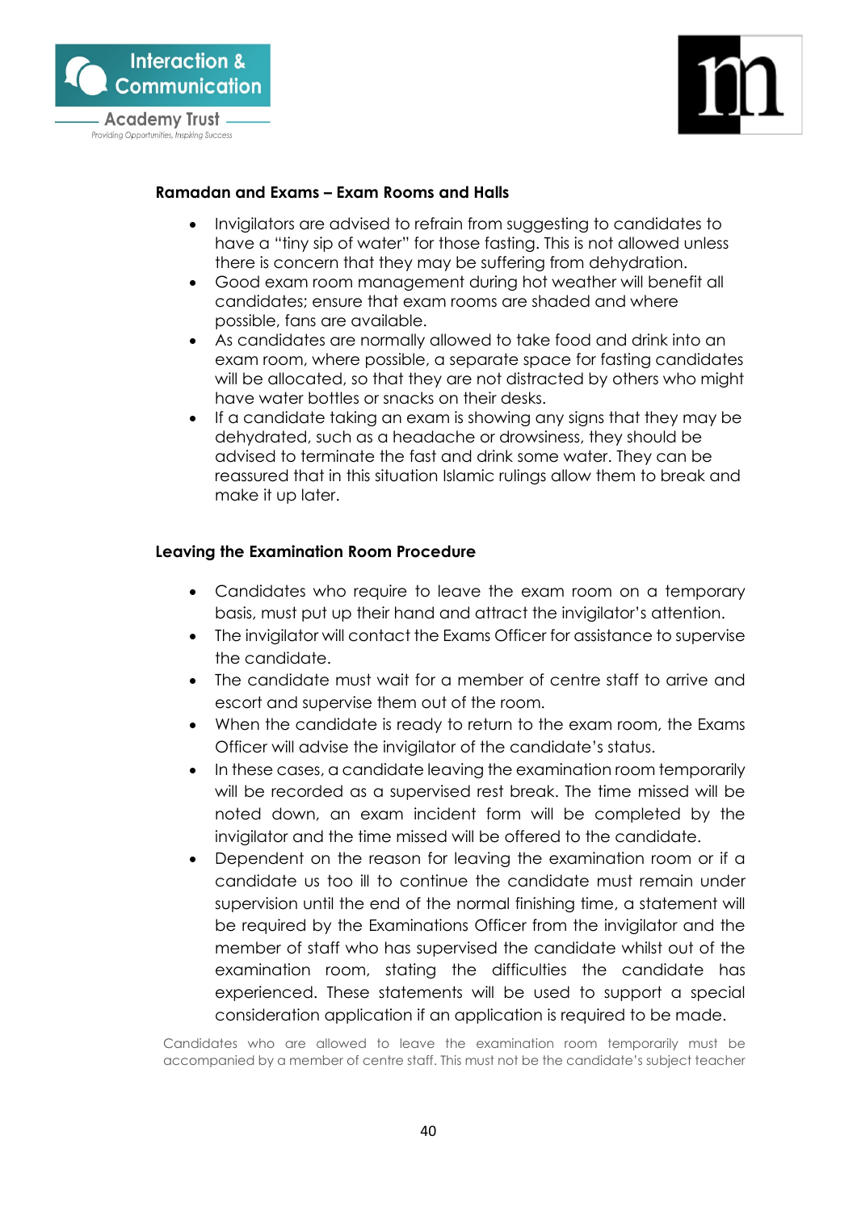## Ramadan and Exams – Exam Rooms and Halls

- Invigilators are advised to refrain from suggesting to candidates to have a "tiny sip of water" for those fasting. This is not allowed unless there is concern that they may be suffering from dehydration.
- Good exam room management during hot weather will benefit all candidates; ensure that exam rooms are shaded and where possible, fans are available.
- As candidates are normally allowed to take food and drink into an exam room, where possible, a separate space for fasting candidates will be allocated, so that they are not distracted by others who might have water bottles or snacks on their desks.
- If a candidate taking an exam is showing any signs that they may be dehydrated, such as a headache or drowsiness, they should be advised to terminate the fast and drink some water. They can be reassured that in this situation Islamic rulings allow them to break and make it up later.

## Leaving the Examination Room Procedure

- Candidates who require to leave the exam room on a temporary basis, must put up their hand and attract the invigilator's attention.
- The invigilator will contact the Exams Officer for assistance to supervise the candidate.
- The candidate must wait for a member of centre staff to arrive and escort and supervise them out of the room.
- When the candidate is ready to return to the exam room, the Exams Officer will advise the invigilator of the candidate's status.
- In these cases, a candidate leaving the examination room temporarily will be recorded as a supervised rest break. The time missed will be noted down, an exam incident form will be completed by the invigilator and the time missed will be offered to the candidate.
- Dependent on the reason for leaving the examination room or if a candidate us too ill to continue the candidate must remain under supervision until the end of the normal finishing time, a statement will be required by the Examinations Officer from the invigilator and the member of staff who has supervised the candidate whilst out of the examination room, stating the difficulties the candidate has experienced. These statements will be used to support a special consideration application if an application is required to be made.

Candidates who are allowed to leave the examination room temporarily must be accompanied by a member of centre staff. This must not be the candidate's subject teacher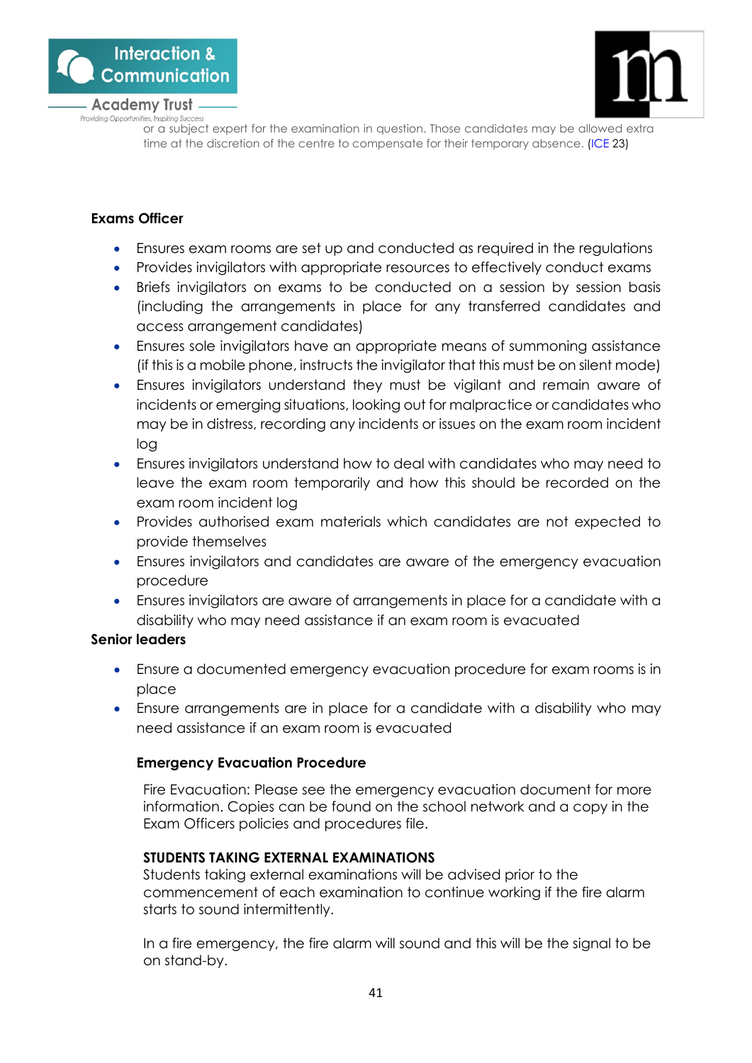or a subject expert for the examination in question. Those candidates may be allowed extra time at the discretion of the centre to compensate for their temporary absence. (ICE 23)

**Exams Officer**

- Ensures exam rooms are set up and conducted as required in the regulations
- Provides invigilators with appropriate resources to effectively conduct exams
- Briefs invigilators on exams to be conducted on a session by session basis (including the arrangements in place for any transferred candidates and access arrangement candidates)
- Ensures sole invigilators have an appropriate means of summoning assistance (if this is a mobile phone, instructs the invigilator that this must be on silent mode)
- Ensures invigilators understand they must be vigilant and remain aware of incidents or emerging situations, looking out for malpractice or candidates who may be in distress, recording any incidents or issues on the exam room incident log
- Ensures invigilators understand how to deal with candidates who may need to leave the exam room temporarily and how this should be recorded on the exam room incident log
- Provides authorised exam materials which candidates are not expected to provide themselves
- Ensures invigilators and candidates are aware of the emergency evacuation procedure
- Ensures invigilators are aware of arrangements in place for a candidate with a disability who may need assistance if an exam room is evacuated

**Senior leaders**

- Ensure a documented emergency evacuation procedure for exam rooms is in place
- Ensure arrangements are in place for a candidate with a disability who may need assistance if an exam room is evacuated

**Emergency Evacuation Procedure**

Fire Evacuation: Please see the emergency evacuation document for more information. Copies can be found on the school network and a copy in the Exam Officers policies and procedures file.

**STUDENTS TAKING EXTERNAL EXAMINATIONS**

Students taking external examinations will be advised prior to the commencement of each examination to continue working if the fire alarm starts to sound intermittently.

In a fire emergency, the fire alarm will sound and this will be the signal to be on stand-by.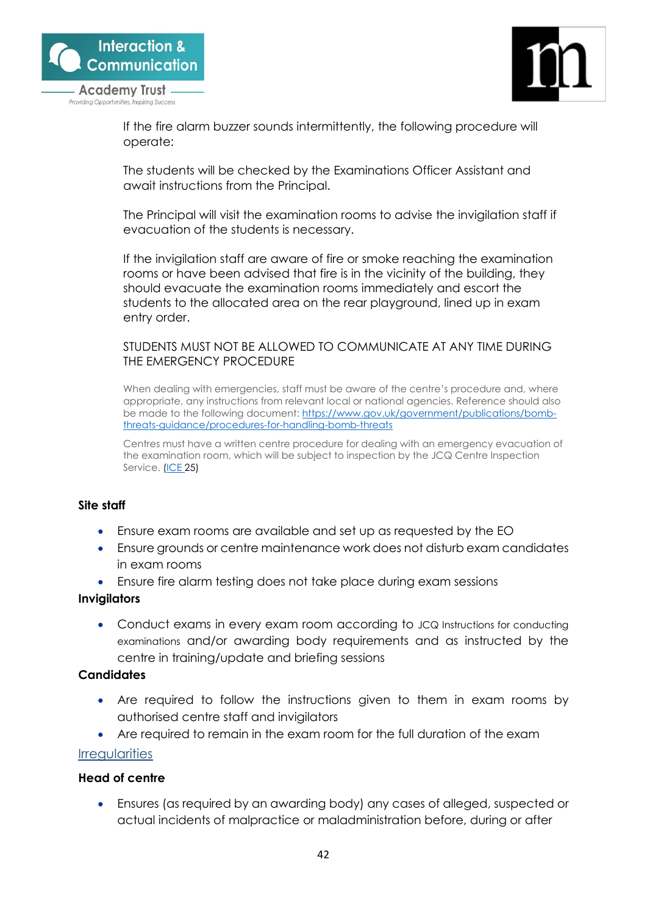If the fire alarm buzzer sounds intermittently, the following procedure will operate:

The students will be checked by the Examinations Officer Assistant and await instructions from the Principal.

The Principal will visit the examination rooms to advise the invigilation staff if evacuation of the students is necessary.

If the invigilation staff are aware of fire or smoke reaching the examination rooms or have been advised that fire is in the vicinity of the building, they should evacuate the examination rooms immediately and escort the students to the allocated area on the rear playground, lined up in exam entry order.

STUDENTS MUST NOT BE ALLOWED TO COMMUNICATE AT ANY TIME DURING THE EMERGENCY PROCEDURE

When dealing with emergencies, staff must be aware of the centre's procedure and, where appropriate, any instructions from relevant local or national agencies. Reference should also be made to the following document: [https://www.gov.uk/government/publications/bomb-threats-guidance/procedures-for-handling-bomb-threats](https://www.gov.uk/government/publications/bomb-threats-guidance/procedures-for-handling-bomb-threats)

Centres must have a written centre procedure for dealing with an emergency evacuation of the examination room, which will be subject to inspection by the JCQ Centre Inspection Service. (ICE 25)

**Site staff**

- Ensure exam rooms are available and set up as requested by the EO
- Ensure grounds or centre maintenance work does not disturb exam candidates in exam rooms
- Ensure fire alarm testing does not take place during exam sessions

**Invigilators**

- Conduct exams in every exam room according to JCQ Instructions for conducting examinations and/or awarding body requirements and as instructed by the centre in training/update and briefing sessions

**Candidates**

- Are required to follow the instructions given to them in exam rooms by authorised centre staff and invigilators
- Are required to remain in the exam room for the full duration of the exam

Irregularities

**Head of centre**

- Ensures (as required by an awarding body) any cases of alleged, suspected or actual incidents of malpractice or maladministration before, during or after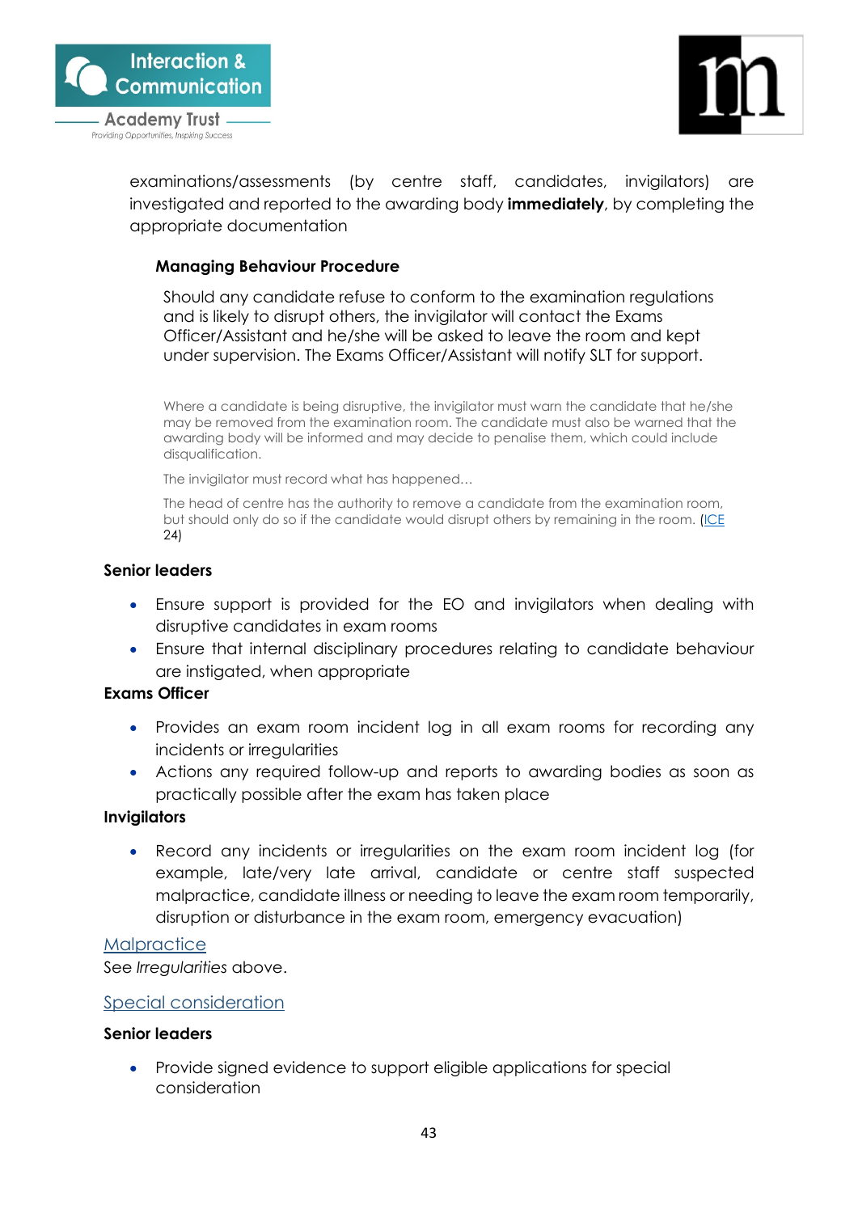examinations/assessments (by centre staff, candidates, invigilators) are investigated and reported to the awarding body **immediately**, by completing the appropriate documentation

**Managing Behaviour Procedure**

Should any candidate refuse to conform to the examination regulations and is likely to disrupt others, the invigilator will contact the Exams Officer/Assistant and he/she will be asked to leave the room and kept under supervision. The Exams Officer/Assistant will notify SLT for support.

Where a candidate is being disruptive, the invigilator must warn the candidate that he/she may be removed from the examination room. The candidate must also be warned that the awarding body will be informed and may decide to penalise them, which could include disqualification.

The invigilator must record what has happened…

The head of centre has the authority to remove a candidate from the examination room, but should only do so if the candidate would disrupt others by remaining in the room. (ICE 24)

**Senior leaders**

- Ensure support is provided for the EO and invigilators when dealing with disruptive candidates in exam rooms
- Ensure that internal disciplinary procedures relating to candidate behaviour are instigated, when appropriate

**Exams Officer**

- Provides an exam room incident log in all exam rooms for recording any incidents or irregularities
- Actions any required follow-up and reports to awarding bodies as soon as practically possible after the exam has taken place

**Invigilators**

- Record any incidents or irregularities on the exam room incident log (for example, late/very late arrival, candidate or centre staff suspected malpractice, candidate illness or needing to leave the exam room temporarily, disruption or disturbance in the exam room, emergency evacuation)

## Malpractice

See *Irregularities* above.

## Special consideration

**Senior leaders**

- Provide signed evidence to support eligible applications for special consideration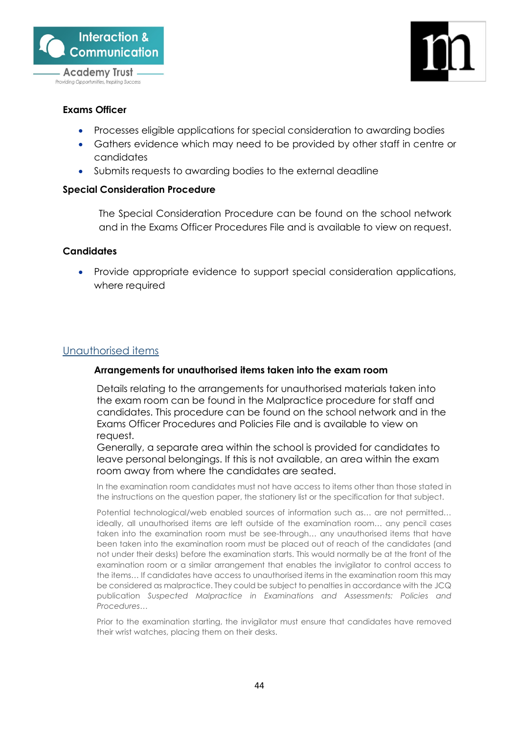**Exams Officer**

- Processes eligible applications for special consideration to awarding bodies
- Gathers evidence which may need to be provided by other staff in centre or candidates
- Submits requests to awarding bodies to the external deadline

**Special Consideration Procedure**

The Special Consideration Procedure can be found on the school network and in the Exams Officer Procedures File and is available to view on request.

**Candidates**

- Provide appropriate evidence to support special consideration applications, where required

## Unauthorised items

**Arrangements for unauthorised items taken into the exam room**

Details relating to the arrangements for unauthorised materials taken into the exam room can be found in the Malpractice procedure for staff and candidates. This procedure can be found on the school network and in the Exams Officer Procedures and Policies File and is available to view on request.
Generally, a separate area within the school is provided for candidates to leave personal belongings. If this is not available, an area within the exam room away from where the candidates are seated.

In the examination room candidates must not have access to items other than those stated in the instructions on the question paper, the stationery list or the specification for that subject.

Potential technological/web enabled sources of information such as… are not permitted… ideally, all unauthorised items are left outside of the examination room… any pencil cases taken into the examination room must be see-through… any unauthorised items that have been taken into the examination room must be placed out of reach of the candidates (and not under their desks) before the examination starts. This would normally be at the front of the examination room or a similar arrangement that enables the invigilator to control access to the items… If candidates have access to unauthorised items in the examination room this may be considered as malpractice. They could be subject to penalties in accordance with the JCQ publication *Suspected Malpractice in Examinations and Assessments: Policies and Procedures*…

Prior to the examination starting, the invigilator must ensure that candidates have removed their wrist watches, placing them on their desks.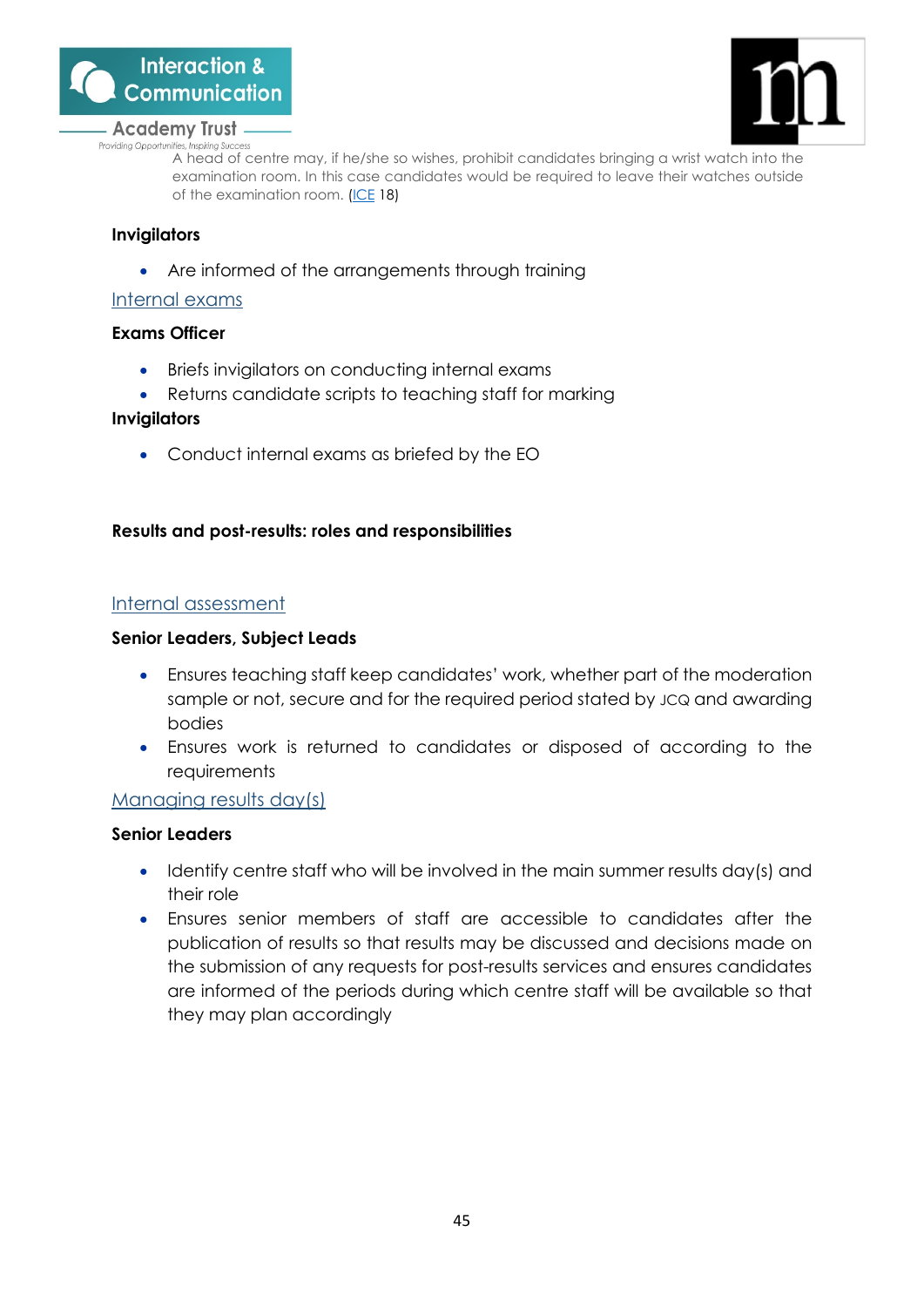A head of centre may, if he/she so wishes, prohibit candidates bringing a wrist watch into the examination room. In this case candidates would be required to leave their watches outside of the examination room. (ICE 18)

**Invigilators**

- Are informed of the arrangements through training

Internal exams

**Exams Officer**

- Briefs invigilators on conducting internal exams
- Returns candidate scripts to teaching staff for marking

**Invigilators**

- Conduct internal exams as briefed by the EO

**Results and post-results: roles and responsibilities**

Internal assessment

**Senior Leaders, Subject Leads**

- Ensures teaching staff keep candidates' work, whether part of the moderation sample or not, secure and for the required period stated by JCQ and awarding bodies
- Ensures work is returned to candidates or disposed of according to the requirements

Managing results day(s)

**Senior Leaders**

- Identify centre staff who will be involved in the main summer results day(s) and their role
- Ensures senior members of staff are accessible to candidates after the publication of results so that results may be discussed and decisions made on the submission of any requests for post-results services and ensures candidates are informed of the periods during which centre staff will be available so that they may plan accordingly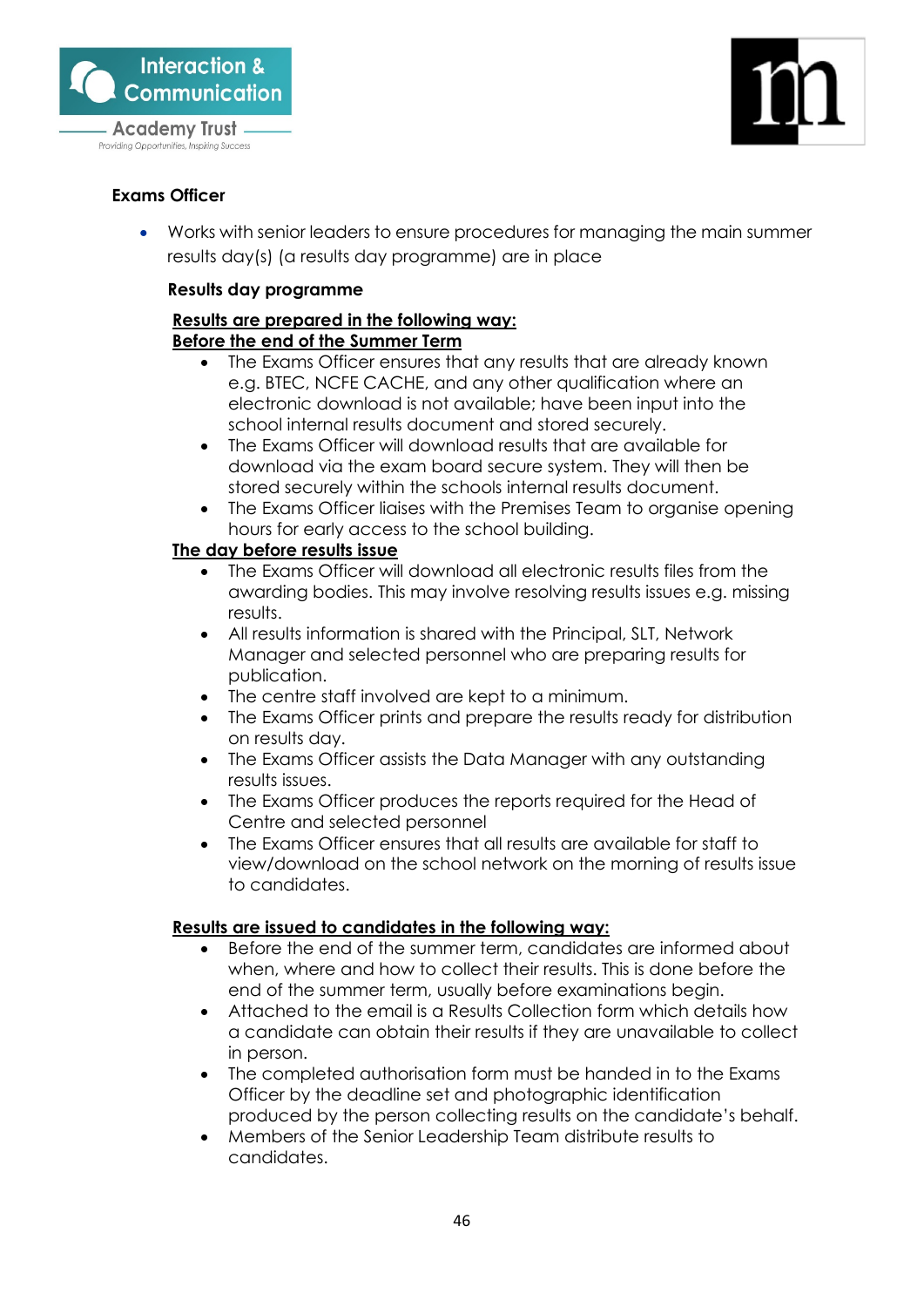**Exams Officer**

- Works with senior leaders to ensure procedures for managing the main summer results day(s) (a results day programme) are in place

**Results day programme**

**Results are prepared in the following way:**
**Before the end of the Summer Term**

- The Exams Officer ensures that any results that are already known e.g. BTEC, NCFE CACHE, and any other qualification where an electronic download is not available; have been input into the school internal results document and stored securely.
- The Exams Officer will download results that are available for download via the exam board secure system. They will then be stored securely within the schools internal results document.
- The Exams Officer liaises with the Premises Team to organise opening hours for early access to the school building.

**The day before results issue**

- The Exams Officer will download all electronic results files from the awarding bodies. This may involve resolving results issues e.g. missing results.
- All results information is shared with the Principal, SLT, Network Manager and selected personnel who are preparing results for publication.
- The centre staff involved are kept to a minimum.
- The Exams Officer prints and prepare the results ready for distribution on results day.
- The Exams Officer assists the Data Manager with any outstanding results issues.
- The Exams Officer produces the reports required for the Head of Centre and selected personnel
- The Exams Officer ensures that all results are available for staff to view/download on the school network on the morning of results issue to candidates.

**Results are issued to candidates in the following way:**

- Before the end of the summer term, candidates are informed about when, where and how to collect their results. This is done before the end of the summer term, usually before examinations begin.
- Attached to the email is a Results Collection form which details how a candidate can obtain their results if they are unavailable to collect in person.
- The completed authorisation form must be handed in to the Exams Officer by the deadline set and photographic identification produced by the person collecting results on the candidate's behalf.
- Members of the Senior Leadership Team distribute results to candidates.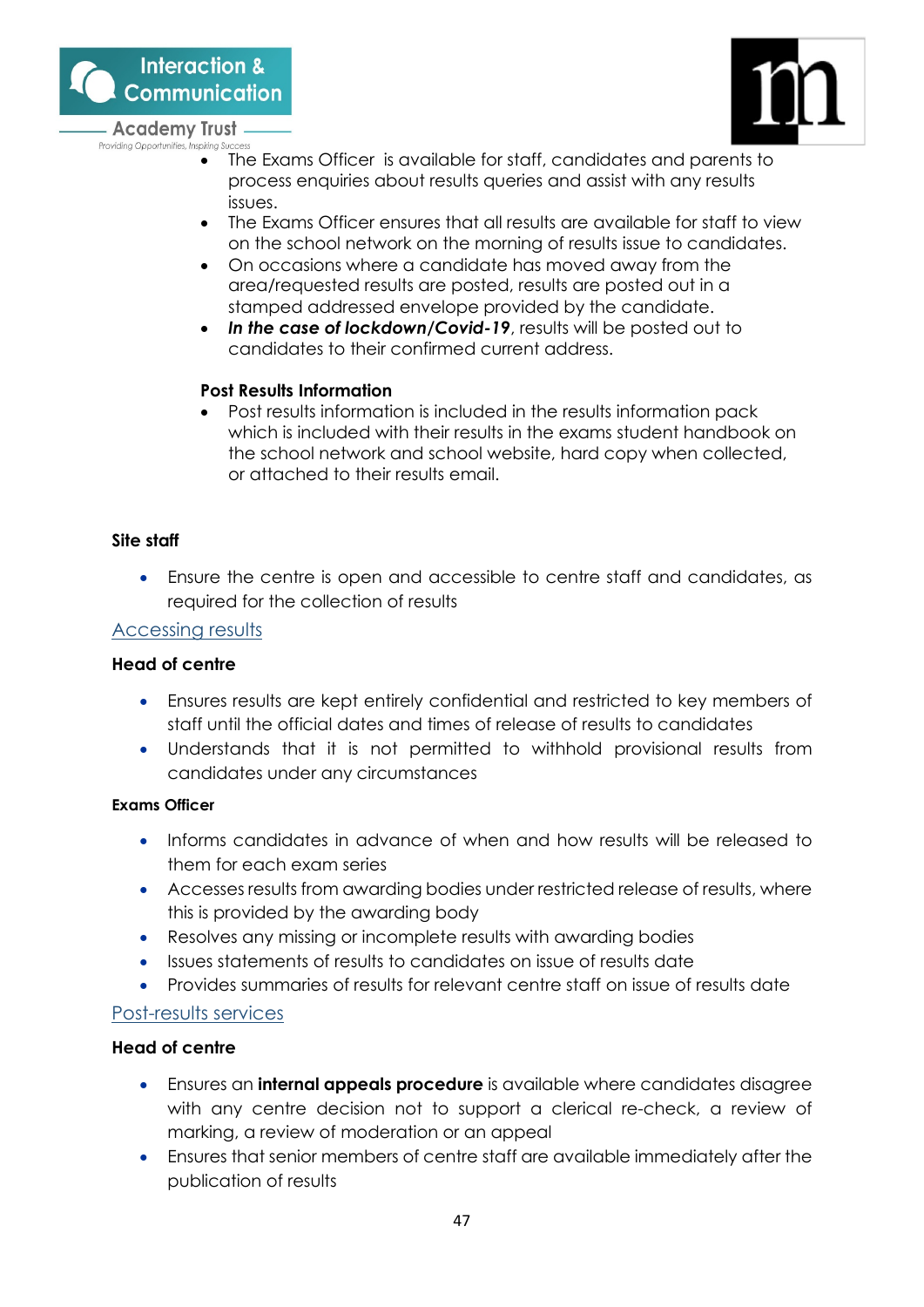- The Exams Officer is available for staff, candidates and parents to process enquiries about results queries and assist with any results issues.
- The Exams Officer ensures that all results are available for staff to view on the school network on the morning of results issue to candidates.
- On occasions where a candidate has moved away from the area/requested results are posted, results are posted out in a stamped addressed envelope provided by the candidate.
- ***In the case of lockdown/Covid-19***, results will be posted out to candidates to their confirmed current address.

**Post Results Information**

- Post results information is included in the results information pack which is included with their results in the exams student handbook on the school network and school website, hard copy when collected, or attached to their results email.

**Site staff**

- Ensure the centre is open and accessible to centre staff and candidates, as required for the collection of results

## Accessing results

**Head of centre**

- Ensures results are kept entirely confidential and restricted to key members of staff until the official dates and times of release of results to candidates
- Understands that it is not permitted to withhold provisional results from candidates under any circumstances

**Exams Officer**

- Informs candidates in advance of when and how results will be released to them for each exam series
- Accesses results from awarding bodies under restricted release of results, where this is provided by the awarding body
- Resolves any missing or incomplete results with awarding bodies
- Issues statements of results to candidates on issue of results date
- Provides summaries of results for relevant centre staff on issue of results date

## Post-results services

**Head of centre**

- Ensures an **internal appeals procedure** is available where candidates disagree with any centre decision not to support a clerical re-check, a review of marking, a review of moderation or an appeal
- Ensures that senior members of centre staff are available immediately after the publication of results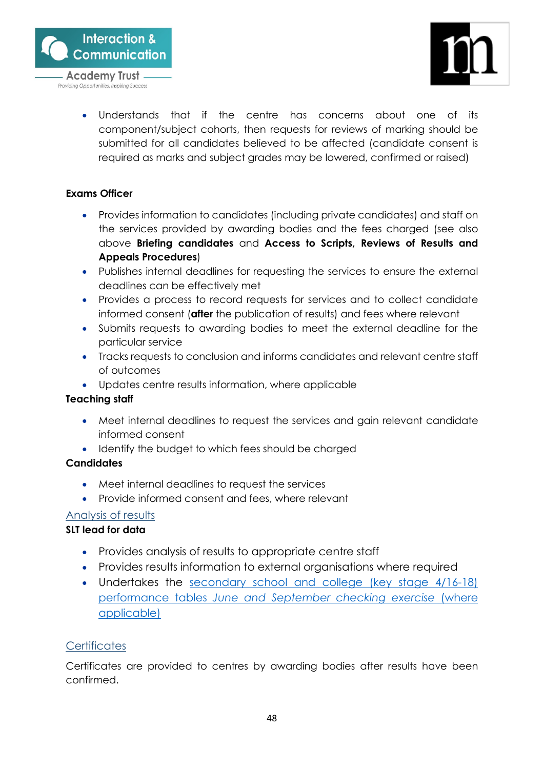- Understands that if the centre has concerns about one of its component/subject cohorts, then requests for reviews of marking should be submitted for all candidates believed to be affected (candidate consent is required as marks and subject grades may be lowered, confirmed or raised)

**Exams Officer**

- Provides information to candidates (including private candidates) and staff on the services provided by awarding bodies and the fees charged (see also above **Briefing candidates** and **Access to Scripts, Reviews of Results and Appeals Procedures**)
- Publishes internal deadlines for requesting the services to ensure the external deadlines can be effectively met
- Provides a process to record requests for services and to collect candidate informed consent (**after** the publication of results) and fees where relevant
- Submits requests to awarding bodies to meet the external deadline for the particular service
- Tracks requests to conclusion and informs candidates and relevant centre staff of outcomes
- Updates centre results information, where applicable

**Teaching staff**

- Meet internal deadlines to request the services and gain relevant candidate informed consent
- Identify the budget to which fees should be charged

**Candidates**

- Meet internal deadlines to request the services
- Provide informed consent and fees, where relevant

## Analysis of results

**SLT lead for data**

- Provides analysis of results to appropriate centre staff
- Provides results information to external organisations where required
- Undertakes the secondary school and college (key stage 4/16-18) performance tables *June and September checking exercise* (where applicable)

## Certificates

Certificates are provided to centres by awarding bodies after results have been confirmed.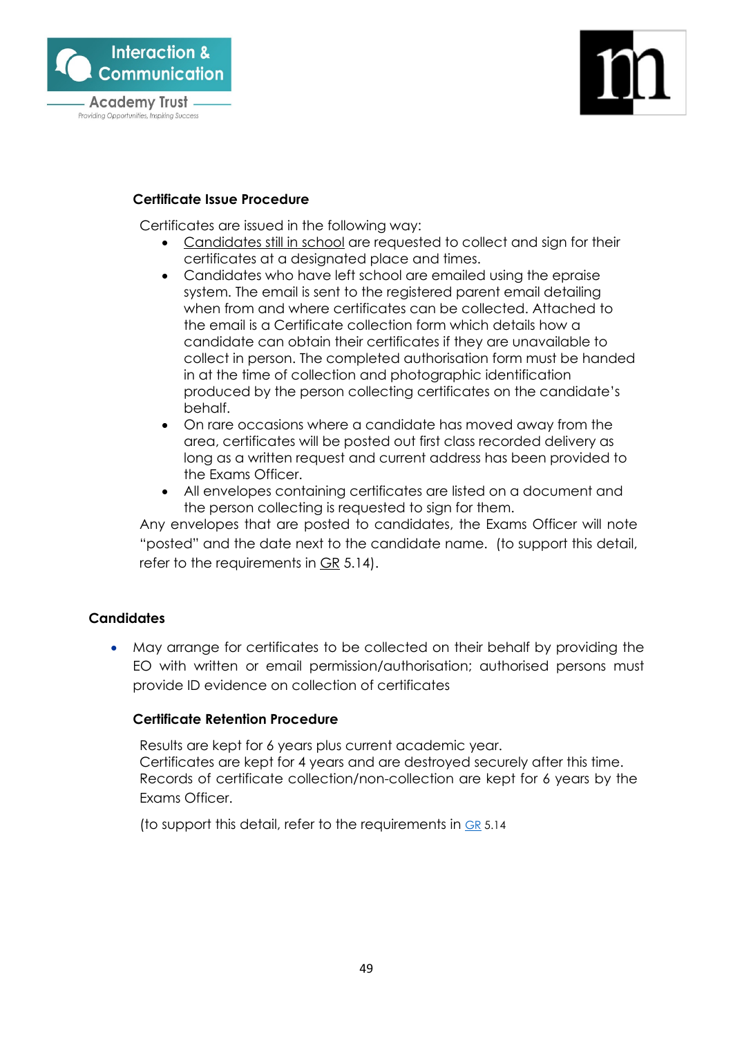### Certificate Issue Procedure

Certificates are issued in the following way:

- Candidates still in school are requested to collect and sign for their certificates at a designated place and times.
- Candidates who have left school are emailed using the epraise system. The email is sent to the registered parent email detailing when from and where certificates can be collected. Attached to the email is a Certificate collection form which details how a candidate can obtain their certificates if they are unavailable to collect in person. The completed authorisation form must be handed in at the time of collection and photographic identification produced by the person collecting certificates on the candidate's behalf.
- On rare occasions where a candidate has moved away from the area, certificates will be posted out first class recorded delivery as long as a written request and current address has been provided to the Exams Officer.
- All envelopes containing certificates are listed on a document and the person collecting is requested to sign for them.

Any envelopes that are posted to candidates, the Exams Officer will note "posted" and the date next to the candidate name. (to support this detail, refer to the requirements in GR 5.14).

### Candidates

- May arrange for certificates to be collected on their behalf by providing the EO with written or email permission/authorisation; authorised persons must provide ID evidence on collection of certificates

### Certificate Retention Procedure

Results are kept for 6 years plus current academic year.
Certificates are kept for 4 years and are destroyed securely after this time.
Records of certificate collection/non-collection are kept for 6 years by the Exams Officer.

(to support this detail, refer to the requirements in GR 5.14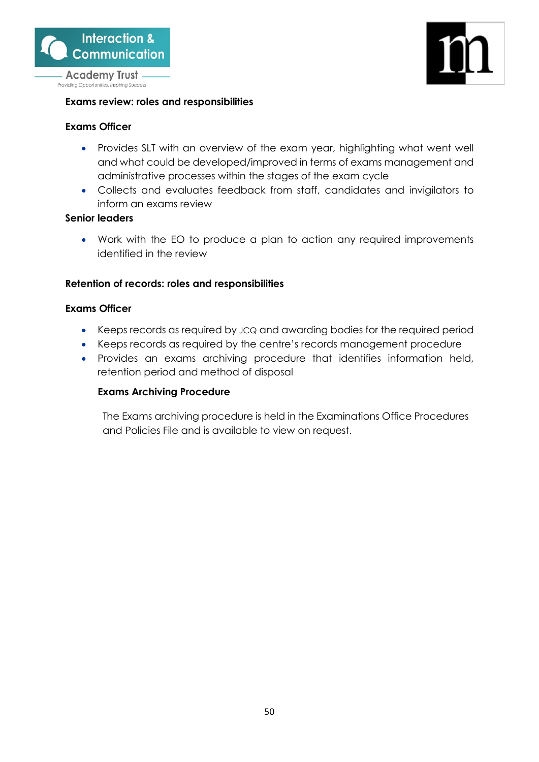**Exams review: roles and responsibilities**

**Exams Officer**

- Provides SLT with an overview of the exam year, highlighting what went well and what could be developed/improved in terms of exams management and administrative processes within the stages of the exam cycle
- Collects and evaluates feedback from staff, candidates and invigilators to inform an exams review

**Senior leaders**

- Work with the EO to produce a plan to action any required improvements identified in the review

**Retention of records: roles and responsibilities**

**Exams Officer**

- Keeps records as required by JCQ and awarding bodies for the required period
- Keeps records as required by the centre's records management procedure
- Provides an exams archiving procedure that identifies information held, retention period and method of disposal

**Exams Archiving Procedure**

The Exams archiving procedure is held in the Examinations Office Procedures and Policies File and is available to view on request.